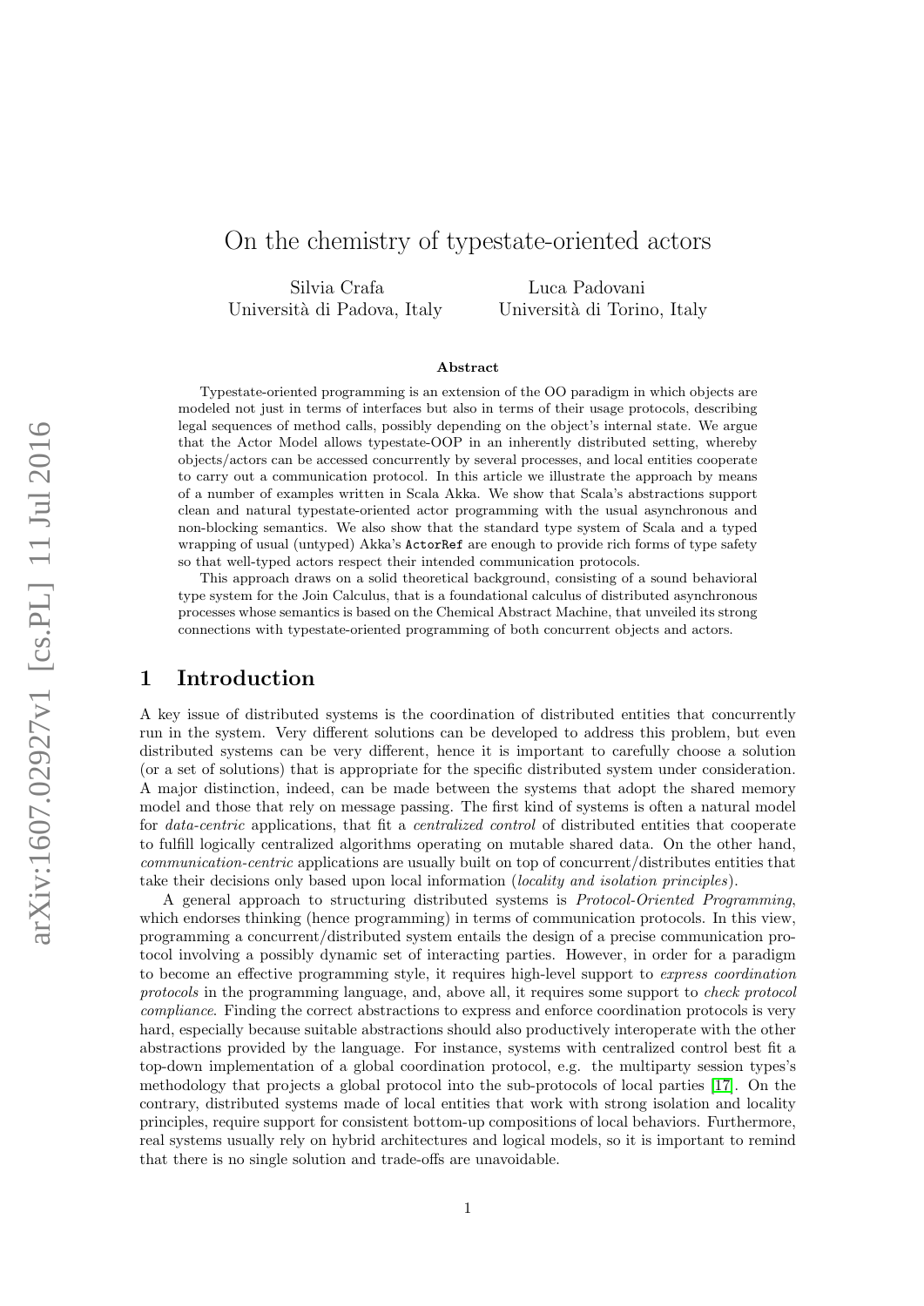# On the chemistry of typestate-oriented actors

Silvia Crafa
Università di Padova, Italy

Luca Padovani
Università di Torino, Italy

### Abstract

Typestate-oriented programming is an extension of the OO paradigm in which objects are modeled not just in terms of interfaces but also in terms of their usage protocols, describing legal sequences of method calls, possibly depending on the object's internal state. We argue that the Actor Model allows typestate-OOP in an inherently distributed setting, whereby objects/actors can be accessed concurrently by several processes, and local entities cooperate to carry out a communication protocol. In this article we illustrate the approach by means of a number of examples written in Scala Akka. We show that Scala's abstractions support clean and natural typestate-oriented actor programming with the usual asynchronous and non-blocking semantics. We also show that the standard type system of Scala and a typed wrapping of usual (untyped) Akka's `ActorRef` are enough to provide rich forms of type safety so that well-typed actors respect their intended communication protocols.

This approach draws on a solid theoretical background, consisting of a sound behavioral type system for the Join Calculus, that is a foundational calculus of distributed asynchronous processes whose semantics is based on the Chemical Abstract Machine, that unveiled its strong connections with typestate-oriented programming of both concurrent objects and actors.

## 1 Introduction

A key issue of distributed systems is the coordination of distributed entities that concurrently run in the system. Very different solutions can be developed to address this problem, but even distributed systems can be very different, hence it is important to carefully choose a solution (or a set of solutions) that is appropriate for the specific distributed system under consideration. A major distinction, indeed, can be made between the systems that adopt the shared memory model and those that rely on message passing. The first kind of systems is often a natural model for *data-centric* applications, that fit a *centralized control* of distributed entities that cooperate to fulfill logically centralized algorithms operating on mutable shared data. On the other hand, *communication-centric* applications are usually built on top of concurrent/distributes entities that take their decisions only based upon local information (*locality and isolation principles*).

A general approach to structuring distributed systems is *Protocol-Oriented Programming*, which endorses thinking (hence programming) in terms of communication protocols. In this view, programming a concurrent/distributed system entails the design of a precise communication protocol involving a possibly dynamic set of interacting parties. However, in order for a paradigm to become an effective programming style, it requires high-level support to *express coordination protocols* in the programming language, and, above all, it requires some support to *check protocol compliance*. Finding the correct abstractions to express and enforce coordination protocols is very hard, especially because suitable abstractions should also productively interoperate with the other abstractions provided by the language. For instance, systems with centralized control best fit a top-down implementation of a global coordination protocol, e.g. the multiparty session types's methodology that projects a global protocol into the sub-protocols of local parties [17]. On the contrary, distributed systems made of local entities that work with strong isolation and locality principles, require support for consistent bottom-up compositions of local behaviors. Furthermore, real systems usually rely on hybrid architectures and logical models, so it is important to remind that there is no single solution and trade-offs are unavoidable.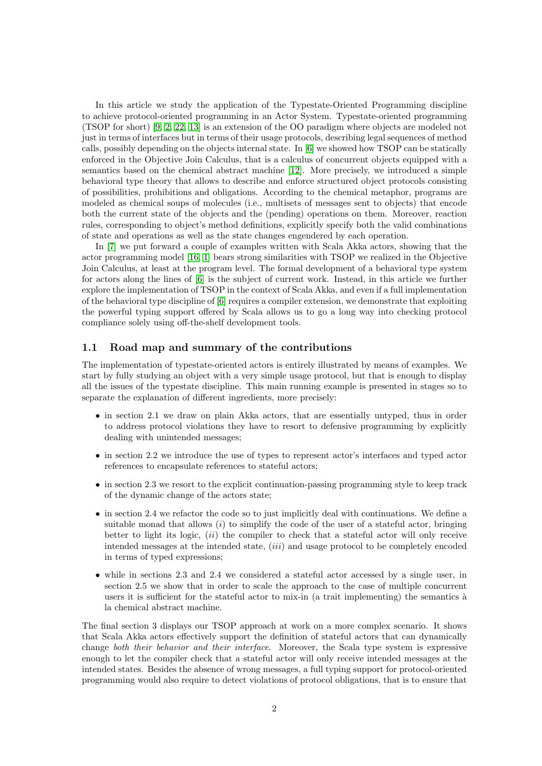In this article we study the application of the Typestate-Oriented Programming discipline to achieve protocol-oriented programming in an Actor System. Typestate-oriented programming (TSOP for short) [9, 2, 22, 13] is an extension of the OO paradigm where objects are modeled not just in terms of interfaces but in terms of their usage protocols, describing legal sequences of method calls, possibly depending on the objects internal state. In [6] we showed how TSOP can be statically enforced in the Objective Join Calculus, that is a calculus of concurrent objects equipped with a semantics based on the chemical abstract machine [12]. More precisely, we introduced a simple behavioral type theory that allows to describe and enforce structured object protocols consisting of possibilities, prohibitions and obligations. According to the chemical metaphor, programs are modeled as chemical soups of molecules (i.e., multisets of messages sent to objects) that encode both the current state of the objects and the (pending) operations on them. Moreover, reaction rules, corresponding to object's method definitions, explicitly specify both the valid combinations of state and operations as well as the state changes engendered by each operation.

In [7] we put forward a couple of examples written with Scala Akka actors, showing that the actor programming model [16, 1] bears strong similarities with TSOP we realized in the Objective Join Calculus, at least at the program level. The formal development of a behavioral type system for actors along the lines of [6] is the subject of current work. Instead, in this article we further explore the implementation of TSOP in the context of Scala Akka, and even if a full implementation of the behavioral type discipline of [6] requires a compiler extension, we demonstrate that exploiting the powerful typing support offered by Scala allows us to go a long way into checking protocol compliance solely using off-the-shelf development tools.

## 1.1 Road map and summary of the contributions

The implementation of typestate-oriented actors is entirely illustrated by means of examples. We start by fully studying an object with a very simple usage protocol, but that is enough to display all the issues of the typestate discipline. This main running example is presented in stages so to separate the explanation of different ingredients, more precisely:

- in section 2.1 we draw on plain Akka actors, that are essentially untyped, thus in order to address protocol violations they have to resort to defensive programming by explicitly dealing with unintended messages;
- in section 2.2 we introduce the use of types to represent actor's interfaces and typed actor references to encapsulate references to stateful actors;
- in section 2.3 we resort to the explicit continuation-passing programming style to keep track of the dynamic change of the actors state;
- in section 2.4 we refactor the code so to just implicitly deal with continuations. We define a suitable monad that allows (*i*) to simplify the code of the user of a stateful actor, bringing better to light its logic, (*ii*) the compiler to check that a stateful actor will only receive intended messages at the intended state, (*iii*) and usage protocol to be completely encoded in terms of typed expressions;
- while in sections 2.3 and 2.4 we considered a stateful actor accessed by a single user, in section 2.5 we show that in order to scale the approach to the case of multiple concurrent users it is sufficient for the stateful actor to mix-in (a trait implementing) the semantics à la chemical abstract machine.

The final section 3 displays our TSOP approach at work on a more complex scenario. It shows that Scala Akka actors effectively support the definition of stateful actors that can dynamically change *both their behavior and their interface.* Moreover, the Scala type system is expressive enough to let the compiler check that a stateful actor will only receive intended messages at the intended states. Besides the absence of wrong messages, a full typing support for protocol-oriented programming would also require to detect violations of protocol obligations, that is to ensure that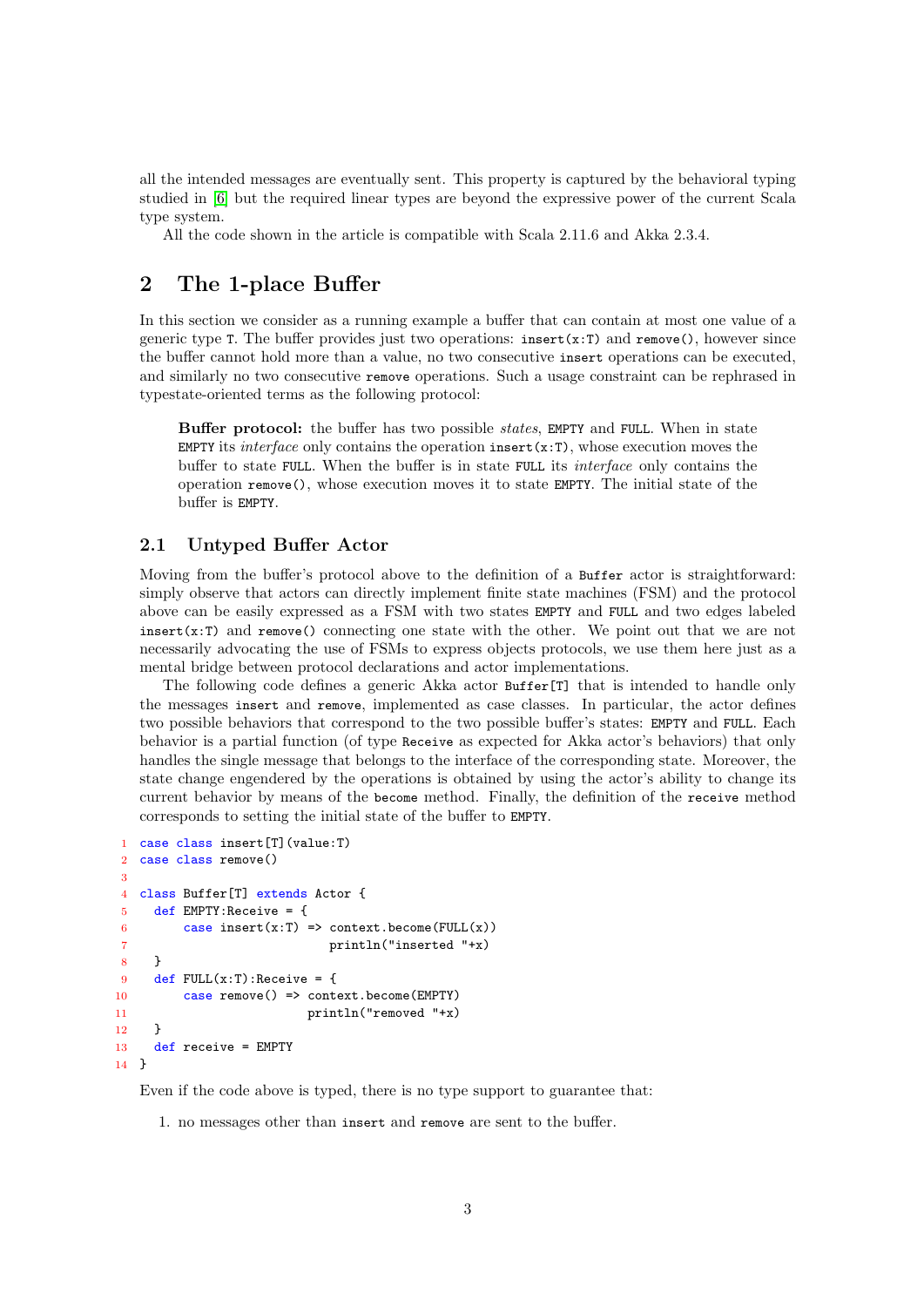all the intended messages are eventually sent. This property is captured by the behavioral typing studied in [6] but the required linear types are beyond the expressive power of the current Scala type system.

All the code shown in the article is compatible with Scala 2.11.6 and Akka 2.3.4.

## 2 The 1-place Buffer

In this section we consider as a running example a buffer that can contain at most one value of a generic type `T`. The buffer provides just two operations: `insert(x:T)` and `remove()`, however since the buffer cannot hold more than a value, no two consecutive `insert` operations can be executed, and similarly no two consecutive `remove` operations. Such a usage constraint can be rephrased in typestate-oriented terms as the following protocol:

> **Buffer protocol:** the buffer has two possible *states*, `EMPTY` and `FULL`. When in state `EMPTY` its *interface* only contains the operation `insert(x:T)`, whose execution moves the buffer to state `FULL`. When the buffer is in state `FULL` its *interface* only contains the operation `remove()`, whose execution moves it to state `EMPTY`. The initial state of the buffer is `EMPTY`.

### 2.1 Untyped Buffer Actor

Moving from the buffer's protocol above to the definition of a `Buffer` actor is straightforward: simply observe that actors can directly implement finite state machines (FSM) and the protocol above can be easily expressed as a FSM with two states `EMPTY` and `FULL` and two edges labeled `insert(x:T)` and `remove()` connecting one state with the other. We point out that we are not necessarily advocating the use of FSMs to express objects protocols, we use them here just as a mental bridge between protocol declarations and actor implementations.

The following code defines a generic Akka actor `Buffer[T]` that is intended to handle only the messages `insert` and `remove`, implemented as case classes. In particular, the actor defines two possible behaviors that correspond to the two possible buffer's states: `EMPTY` and `FULL`. Each behavior is a partial function (of type `Receive` as expected for Akka actor's behaviors) that only handles the single message that belongs to the interface of the corresponding state. Moreover, the state change engendered by the operations is obtained by using the actor's ability to change its current behavior by means of the `become` method. Finally, the definition of the `receive` method corresponds to setting the initial state of the buffer to `EMPTY`.

```
1  case class insert[T](value:T)
2  case class remove()
3
4  class Buffer[T] extends Actor {
5    def EMPTY:Receive = {
6        case insert(x:T) => context.become(FULL(x))
7                            println("inserted "+x)
8    }
9    def FULL(x:T):Receive = {
10       case remove() => context.become(EMPTY)
11                        println("removed "+x)
12   }
13   def receive = EMPTY
14 }
```

Even if the code above is typed, there is no type support to guarantee that:

1. no messages other than `insert` and `remove` are sent to the buffer.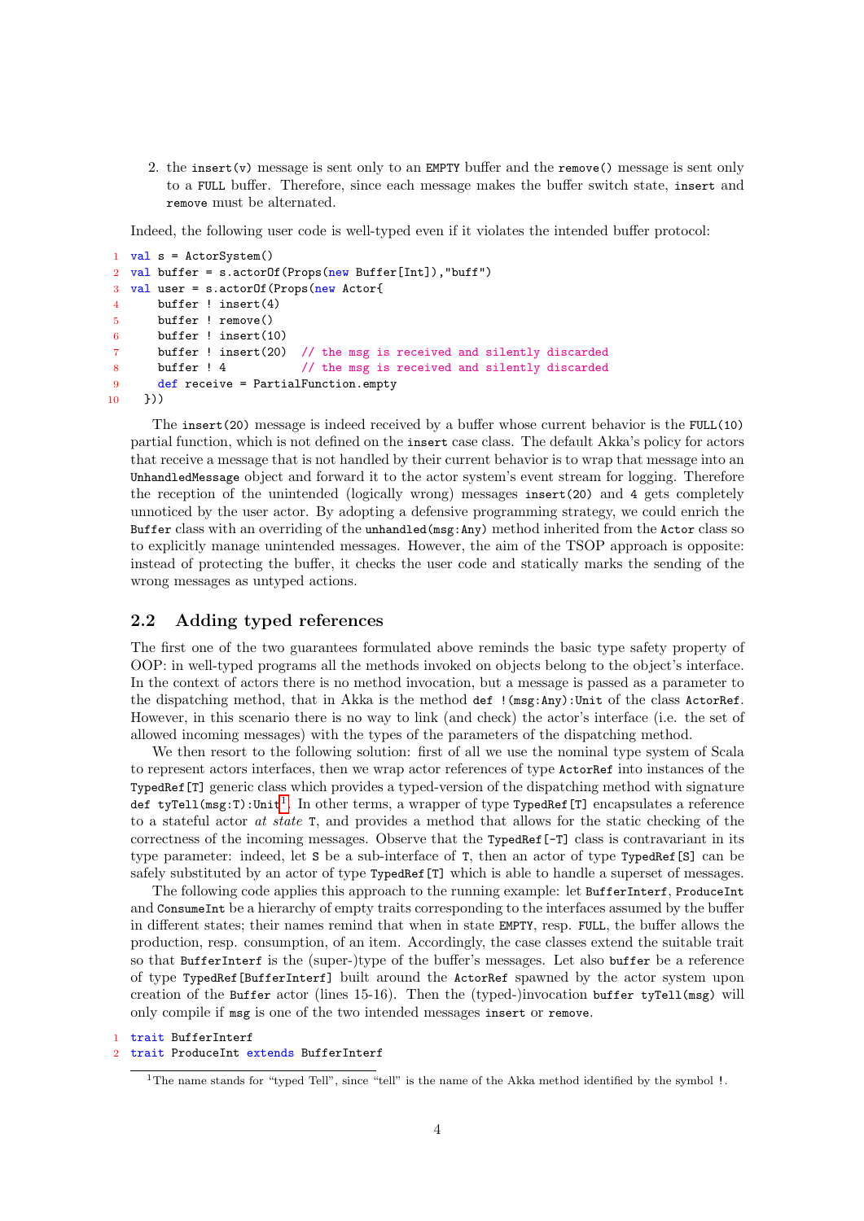2. the `insert(v)` message is sent only to an `EMPTY` buffer and the `remove()` message is sent only to a `FULL` buffer. Therefore, since each message makes the buffer switch state, `insert` and `remove` must be alternated.

Indeed, the following user code is well-typed even if it violates the intended buffer protocol:

```
1  val s = ActorSystem()
2  val buffer = s.actorOf(Props(new Buffer[Int]),"buff")
3  val user = s.actorOf(Props(new Actor{
4      buffer ! insert(4)
5      buffer ! remove()
6      buffer ! insert(10)
7      buffer ! insert(20)  // the msg is received and silently discarded
8      buffer ! 4           // the msg is received and silently discarded
9      def receive = PartialFunction.empty
10   }))
```

The `insert(20)` message is indeed received by a buffer whose current behavior is the `FULL(10)` partial function, which is not defined on the `insert` case class. The default Akka's policy for actors that receive a message that is not handled by their current behavior is to wrap that message into an `UnhandledMessage` object and forward it to the actor system's event stream for logging. Therefore the reception of the unintended (logically wrong) messages `insert(20)` and `4` gets completely unnoticed by the user actor. By adopting a defensive programming strategy, we could enrich the `Buffer` class with an overriding of the `unhandled(msg:Any)` method inherited from the `Actor` class so to explicitly manage unintended messages. However, the aim of the TSOP approach is opposite: instead of protecting the buffer, it checks the user code and statically marks the sending of the wrong messages as untyped actions.

## 2.2 Adding typed references

The first one of the two guarantees formulated above reminds the basic type safety property of OOP: in well-typed programs all the methods invoked on objects belong to the object's interface. In the context of actors there is no method invocation, but a message is passed as a parameter to the dispatching method, that in Akka is the method `def !(msg:Any):Unit` of the class `ActorRef`. However, in this scenario there is no way to link (and check) the actor's interface (i.e. the set of allowed incoming messages) with the types of the parameters of the dispatching method.

We then resort to the following solution: first of all we use the nominal type system of Scala to represent actors interfaces, then we wrap actor references of type `ActorRef` into instances of the `TypedRef[T]` generic class which provides a typed-version of the dispatching method with signature `def tyTell(msg:T):Unit`[1]. In other terms, a wrapper of type `TypedRef[T]` encapsulates a reference to a stateful actor *at state* `T`, and provides a method that allows for the static checking of the correctness of the incoming messages. Observe that the `TypedRef[-T]` class is contravariant in its type parameter: indeed, let `S` be a sub-interface of `T`, then an actor of type `TypedRef[S]` can be safely substituted by an actor of type `TypedRef[T]` which is able to handle a superset of messages.

The following code applies this approach to the running example: let `BufferInterf`, `ProduceInt` and `ConsumeInt` be a hierarchy of empty traits corresponding to the interfaces assumed by the buffer in different states; their names remind that when in state `EMPTY`, resp. `FULL`, the buffer allows the production, resp. consumption, of an item. Accordingly, the case classes extend the suitable trait so that `BufferInterf` is the (super-)type of the buffer's messages. Let also `buffer` be a reference of type `TypedRef[BufferInterf]` built around the `ActorRef` spawned by the actor system upon creation of the `Buffer` actor (lines 15-16). Then the (typed-)invocation `buffer tyTell(msg)` will only compile if `msg` is one of the two intended messages `insert` or `remove`.

```
1  trait BufferInterf
2  trait ProduceInt extends BufferInterf
```

[1] The name stands for "typed Tell", since "tell" is the name of the Akka method identified by the symbol `!`.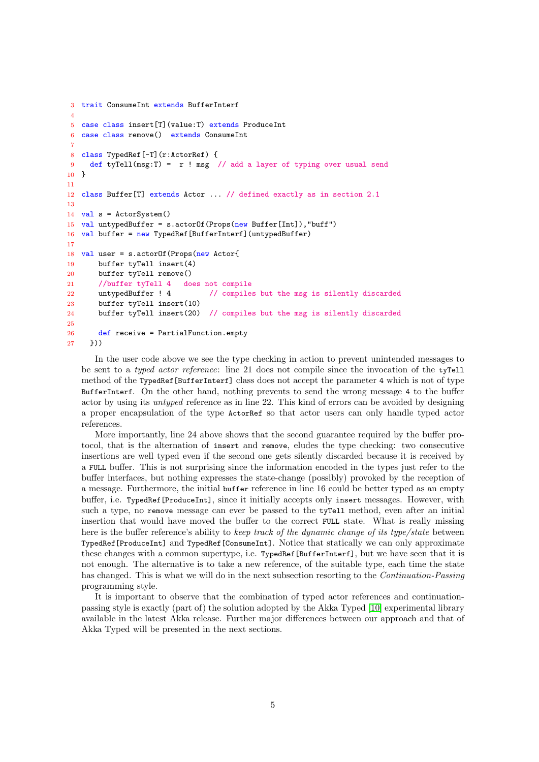```
3  trait ConsumeInt extends BufferInterf
4
5  case class insert[T](value:T) extends ProduceInt
6  case class remove()  extends ConsumeInt
7
8  class TypedRef[-T](r:ActorRef) {
9    def tyTell(msg:T) =  r ! msg  // add a layer of typing over usual send
10 }
11
12 class Buffer[T] extends Actor ... // defined exactly as in section 2.1
13
14 val s = ActorSystem()
15 val untypedBuffer = s.actorOf(Props(new Buffer[Int]),"buff")
16 val buffer = new TypedRef[BufferInterf](untypedBuffer)
17
18 val user = s.actorOf(Props(new Actor{
19     buffer tyTell insert(4)
20     buffer tyTell remove()
21     //buffer tyTell 4   does not compile
22     untypedBuffer ! 4         // compiles but the msg is silently discarded
23     buffer tyTell insert(10)
24     buffer tyTell insert(20)  // compiles but the msg is silently discarded
25
26     def receive = PartialFunction.empty
27   }))
```

In the user code above we see the type checking in action to prevent unintended messages to be sent to a *typed actor reference*: line 21 does not compile since the invocation of the `tyTell` method of the `TypedRef[BufferInterf]` class does not accept the parameter `4` which is not of type `BufferInterf`. On the other hand, nothing prevents to send the wrong message `4` to the buffer actor by using its *untyped* reference as in line 22. This kind of errors can be avoided by designing a proper encapsulation of the type `ActorRef` so that actor users can only handle typed actor references.

More importantly, line 24 above shows that the second guarantee required by the buffer protocol, that is the alternation of `insert` and `remove`, eludes the type checking: two consecutive insertions are well typed even if the second one gets silently discarded because it is received by a `FULL` buffer. This is not surprising since the information encoded in the types just refer to the buffer interfaces, but nothing expresses the state-change (possibly) provoked by the reception of a message. Furthermore, the initial `buffer` reference in line 16 could be better typed as an empty buffer, i.e. `TypedRef[ProduceInt]`, since it initially accepts only `insert` messages. However, with such a type, no `remove` message can ever be passed to the `tyTell` method, even after an initial insertion that would have moved the buffer to the correct `FULL` state. What is really missing here is the buffer reference's ability to *keep track of the dynamic change of its type/state* between `TypedRef[ProduceInt]` and `TypedRef[ConsumeInt]`. Notice that statically we can only approximate these changes with a common supertype, i.e. `TypedRef[BufferInterf]`, but we have seen that it is not enough. The alternative is to take a new reference, of the suitable type, each time the state has changed. This is what we will do in the next subsection resorting to the *Continuation-Passing* programming style.

It is important to observe that the combination of typed actor references and continuation-passing style is exactly (part of) the solution adopted by the Akka Typed [10] experimental library available in the latest Akka release. Further major differences between our approach and that of Akka Typed will be presented in the next sections.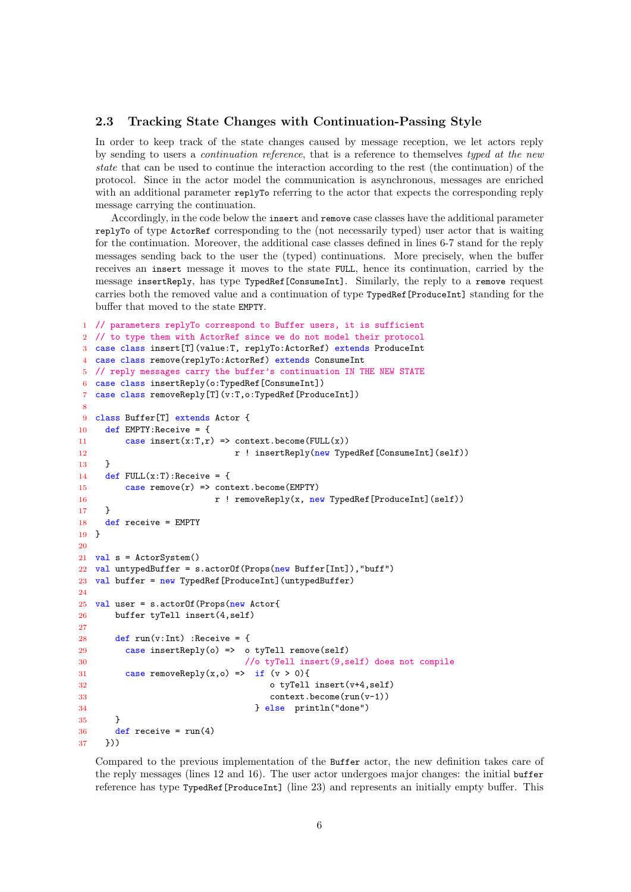### 2.3 Tracking State Changes with Continuation-Passing Style

In order to keep track of the state changes caused by message reception, we let actors reply by sending to users a *continuation reference*, that is a reference to themselves *typed at the new state* that can be used to continue the interaction according to the rest (the continuation) of the protocol. Since in the actor model the communication is asynchronous, messages are enriched with an additional parameter `replyTo` referring to the actor that expects the corresponding reply message carrying the continuation.

Accordingly, in the code below the `insert` and `remove` case classes have the additional parameter `replyTo` of type `ActorRef` corresponding to the (not necessarily typed) user actor that is waiting for the continuation. Moreover, the additional case classes defined in lines 6-7 stand for the reply messages sending back to the user the (typed) continuations. More precisely, when the buffer receives an `insert` message it moves to the state `FULL`, hence its continuation, carried by the message `insertReply`, has type `TypedRef[ConsumeInt]`. Similarly, the reply to a `remove` request carries both the removed value and a continuation of type `TypedRef[ProduceInt]` standing for the buffer that moved to the state `EMPTY`.

```
1   // parameters replyTo correspond to Buffer users, it is sufficient
2   // to type them with ActorRef since we do not model their protocol
3   case class insert[T](value:T, replyTo:ActorRef) extends ProduceInt
4   case class remove(replyTo:ActorRef) extends ConsumeInt
5   // reply messages carry the buffer's continuation IN THE NEW STATE
6   case class insertReply(o:TypedRef[ConsumeInt])
7   case class removeReply[T](v:T,o:TypedRef[ProduceInt])
8
9   class Buffer[T] extends Actor {
10    def EMPTY:Receive = {
11        case insert(x:T,r) => context.become(FULL(x))
12                              r ! insertReply(new TypedRef[ConsumeInt](self))
13    }
14    def FULL(x:T):Receive = {
15        case remove(r) => context.become(EMPTY)
16                          r ! removeReply(x, new TypedRef[ProduceInt](self))
17    }
18    def receive = EMPTY
19  }
20
21  val s = ActorSystem()
22  val untypedBuffer = s.actorOf(Props(new Buffer[Int]),"buff")
23  val buffer = new TypedRef[ProduceInt](untypedBuffer)
24
25  val user = s.actorOf(Props(new Actor{
26      buffer tyTell insert(4,self)
27
28      def run(v:Int) :Receive = {
29        case insertReply(o) =>  o tyTell remove(self)
30                                //o tyTell insert(9,self) does not compile
31        case removeReply(x,o) =>  if (v > 0){
32                                    o tyTell insert(v+4,self)
33                                    context.become(run(v-1))
34                                  } else  println("done")
35      }
36      def receive = run(4)
37    }))
```

Compared to the previous implementation of the `Buffer` actor, the new definition takes care of the reply messages (lines 12 and 16). The user actor undergoes major changes: the initial `buffer` reference has type `TypedRef[ProduceInt]` (line 23) and represents an initially empty buffer. This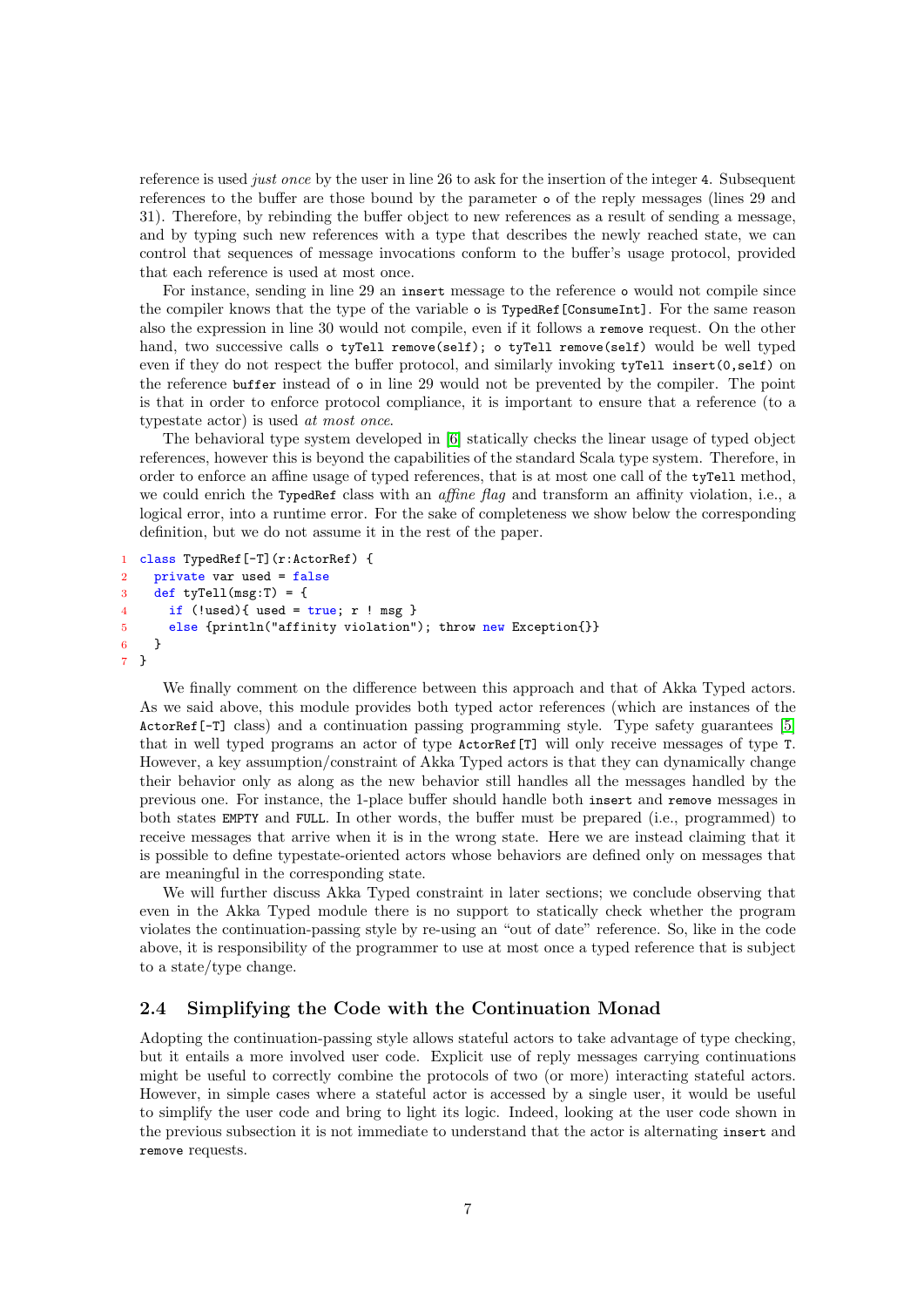reference is used *just once* by the user in line 26 to ask for the insertion of the integer `4`. Subsequent references to the buffer are those bound by the parameter `o` of the reply messages (lines 29 and 31). Therefore, by rebinding the buffer object to new references as a result of sending a message, and by typing such new references with a type that describes the newly reached state, we can control that sequences of message invocations conform to the buffer's usage protocol, provided that each reference is used at most once.

For instance, sending in line 29 an `insert` message to the reference `o` would not compile since the compiler knows that the type of the variable `o` is `TypedRef[ConsumeInt]`. For the same reason also the expression in line 30 would not compile, even if it follows a `remove` request. On the other hand, two successive calls `o tyTell remove(self); o tyTell remove(self)` would be well typed even if they do not respect the buffer protocol, and similarly invoking `tyTell insert(0,self)` on the reference `buffer` instead of `o` in line 29 would not be prevented by the compiler. The point is that in order to enforce protocol compliance, it is important to ensure that a reference (to a typestate actor) is used *at most once*.

The behavioral type system developed in [6] statically checks the linear usage of typed object references, however this is beyond the capabilities of the standard Scala type system. Therefore, in order to enforce an affine usage of typed references, that is at most one call of the `tyTell` method, we could enrich the `TypedRef` class with an *affine flag* and transform an affinity violation, i.e., a logical error, into a runtime error. For the sake of completeness we show below the corresponding definition, but we do not assume it in the rest of the paper.

```
1  class TypedRef[-T](r:ActorRef) {
2    private var used = false
3    def tyTell(msg:T) = {
4      if (!used){ used = true; r ! msg }
5      else {println("affinity violation"); throw new Exception{}}
6    }
7  }
```

We finally comment on the difference between this approach and that of Akka Typed actors. As we said above, this module provides both typed actor references (which are instances of the `ActorRef[-T]` class) and a continuation passing programming style. Type safety guarantees [5] that in well typed programs an actor of type `ActorRef[T]` will only receive messages of type `T`. However, a key assumption/constraint of Akka Typed actors is that they can dynamically change their behavior only as along as the new behavior still handles all the messages handled by the previous one. For instance, the 1-place buffer should handle both `insert` and `remove` messages in both states `EMPTY` and `FULL`. In other words, the buffer must be prepared (i.e., programmed) to receive messages that arrive when it is in the wrong state. Here we are instead claiming that it is possible to define typestate-oriented actors whose behaviors are defined only on messages that are meaningful in the corresponding state.

We will further discuss Akka Typed constraint in later sections; we conclude observing that even in the Akka Typed module there is no support to statically check whether the program violates the continuation-passing style by re-using an "out of date" reference. So, like in the code above, it is responsibility of the programmer to use at most once a typed reference that is subject to a state/type change.

## 2.4 Simplifying the Code with the Continuation Monad

Adopting the continuation-passing style allows stateful actors to take advantage of type checking, but it entails a more involved user code. Explicit use of reply messages carrying continuations might be useful to correctly combine the protocols of two (or more) interacting stateful actors. However, in simple cases where a stateful actor is accessed by a single user, it would be useful to simplify the user code and bring to light its logic. Indeed, looking at the user code shown in the previous subsection it is not immediate to understand that the actor is alternating `insert` and `remove` requests.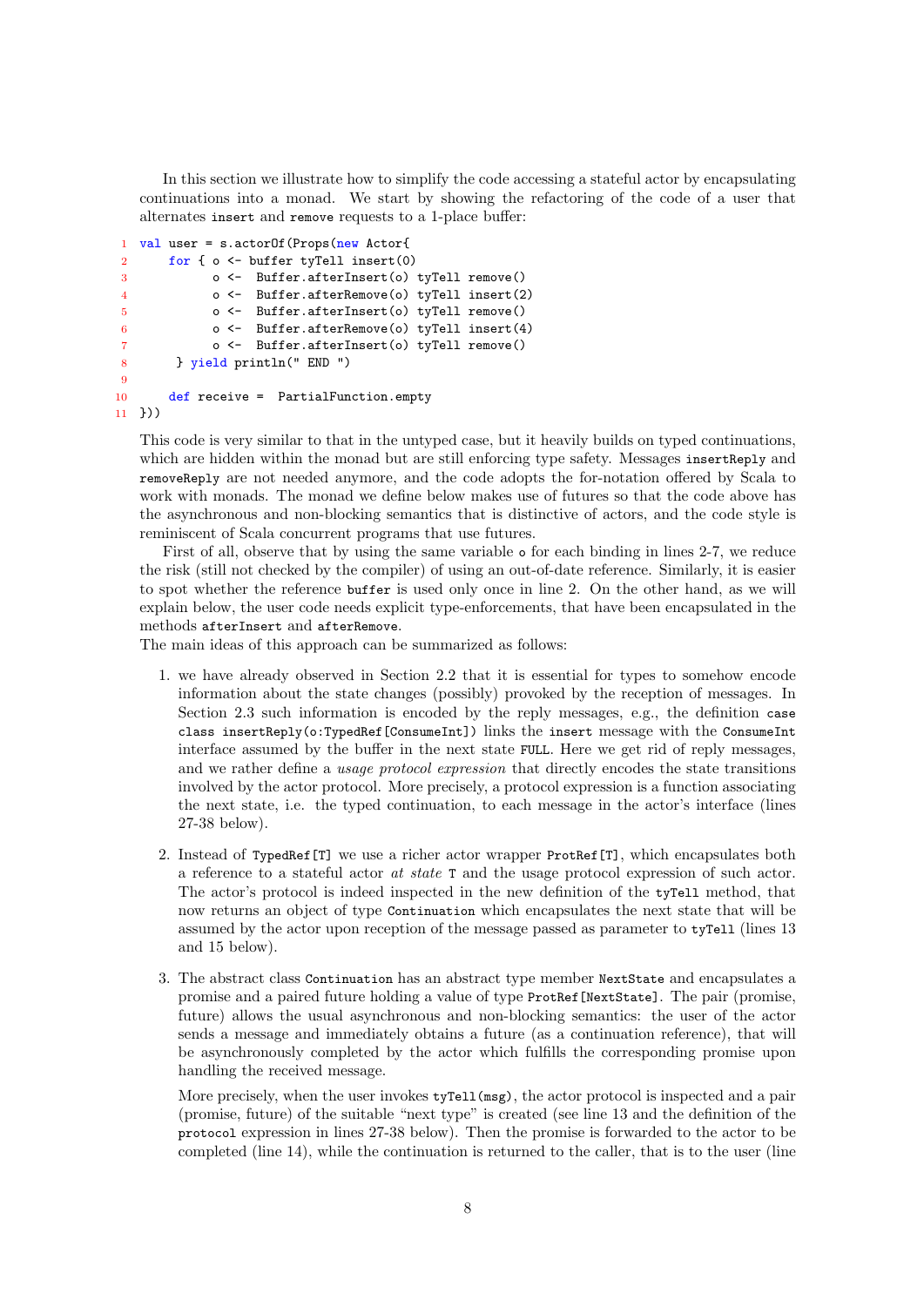In this section we illustrate how to simplify the code accessing a stateful actor by encapsulating continuations into a monad. We start by showing the refactoring of the code of a user that alternates `insert` and `remove` requests to a 1-place buffer:

```
1  val user = s.actorOf(Props(new Actor{
2      for { o <- buffer tyTell insert(0)
3            o <-  Buffer.afterInsert(o) tyTell remove()
4            o <-  Buffer.afterRemove(o) tyTell insert(2)
5            o <-  Buffer.afterInsert(o) tyTell remove()
6            o <-  Buffer.afterRemove(o) tyTell insert(4)
7            o <-  Buffer.afterInsert(o) tyTell remove()
8       } yield println(" END ")
9
10     def receive =  PartialFunction.empty
11 }))
```

This code is very similar to that in the untyped case, but it heavily builds on typed continuations, which are hidden within the monad but are still enforcing type safety. Messages `insertReply` and `removeReply` are not needed anymore, and the code adopts the for-notation offered by Scala to work with monads. The monad we define below makes use of futures so that the code above has the asynchronous and non-blocking semantics that is distinctive of actors, and the code style is reminiscent of Scala concurrent programs that use futures.

First of all, observe that by using the same variable `o` for each binding in lines 2-7, we reduce the risk (still not checked by the compiler) of using an out-of-date reference. Similarly, it is easier to spot whether the reference `buffer` is used only once in line 2. On the other hand, as we will explain below, the user code needs explicit type-enforcements, that have been encapsulated in the methods `afterInsert` and `afterRemove`.

The main ideas of this approach can be summarized as follows:

1. we have already observed in Section 2.2 that it is essential for types to somehow encode information about the state changes (possibly) provoked by the reception of messages. In Section 2.3 such information is encoded by the reply messages, e.g., the definition `case class insertReply(o:TypedRef[ConsumeInt])` links the `insert` message with the `ConsumeInt` interface assumed by the buffer in the next state `FULL`. Here we get rid of reply messages, and we rather define a *usage protocol expression* that directly encodes the state transitions involved by the actor protocol. More precisely, a protocol expression is a function associating the next state, i.e. the typed continuation, to each message in the actor's interface (lines 27-38 below).

2. Instead of `TypedRef[T]` we use a richer actor wrapper `ProtRef[T]`, which encapsulates both a reference to a stateful actor *at state* `T` and the usage protocol expression of such actor. The actor's protocol is indeed inspected in the new definition of the `tyTell` method, that now returns an object of type `Continuation` which encapsulates the next state that will be assumed by the actor upon reception of the message passed as parameter to `tyTell` (lines 13 and 15 below).

3. The abstract class `Continuation` has an abstract type member `NextState` and encapsulates a promise and a paired future holding a value of type `ProtRef[NextState]`. The pair (promise, future) allows the usual asynchronous and non-blocking semantics: the user of the actor sends a message and immediately obtains a future (as a continuation reference), that will be asynchronously completed by the actor which fulfills the corresponding promise upon handling the received message.

   More precisely, when the user invokes `tyTell(msg)`, the actor protocol is inspected and a pair (promise, future) of the suitable "next type" is created (see line 13 and the definition of the `protocol` expression in lines 27-38 below). Then the promise is forwarded to the actor to be completed (line 14), while the continuation is returned to the caller, that is to the user (line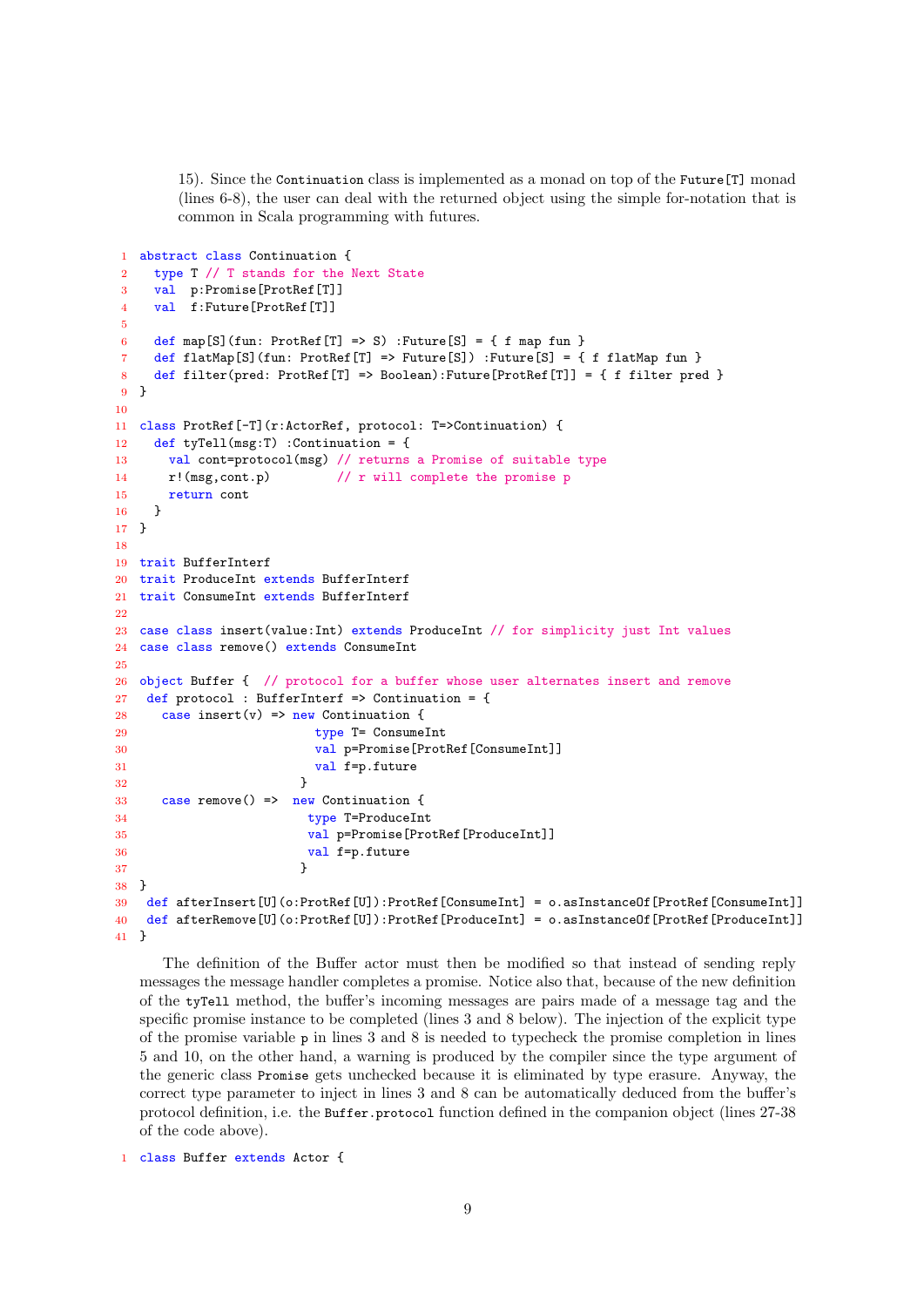15). Since the `Continuation` class is implemented as a monad on top of the `Future[T]` monad (lines 6-8), the user can deal with the returned object using the simple for-notation that is common in Scala programming with futures.

```
1  abstract class Continuation {
2    type T // T stands for the Next State
3    val  p:Promise[ProtRef[T]]
4    val  f:Future[ProtRef[T]]
5
6    def map[S](fun: ProtRef[T] => S) :Future[S] = { f map fun }
7    def flatMap[S](fun: ProtRef[T] => Future[S]) :Future[S] = { f flatMap fun }
8    def filter(pred: ProtRef[T] => Boolean):Future[ProtRef[T]] = { f filter pred }
9  }
10
11 class ProtRef[-T](r:ActorRef, protocol: T=>Continuation) {
12   def tyTell(msg:T) :Continuation = {
13     val cont=protocol(msg) // returns a Promise of suitable type
14     r!(msg,cont.p)         // r will complete the promise p
15     return cont
16   }
17 }
18
19 trait BufferInterf
20 trait ProduceInt extends BufferInterf
21 trait ConsumeInt extends BufferInterf
22
23 case class insert(value:Int) extends ProduceInt // for simplicity just Int values
24 case class remove() extends ConsumeInt
25
26 object Buffer {  // protocol for a buffer whose user alternates insert and remove
27  def protocol : BufferInterf => Continuation = {
28    case insert(v) => new Continuation {
29                        type T= ConsumeInt
30                        val p=Promise[ProtRef[ConsumeInt]]
31                        val f=p.future
32                      }
33    case remove() =>  new Continuation {
34                       type T=ProduceInt
35                       val p=Promise[ProtRef[ProduceInt]]
36                       val f=p.future
37                      }
38 }
39  def afterInsert[U](o:ProtRef[U]):ProtRef[ConsumeInt] = o.asInstanceOf[ProtRef[ConsumeInt]]
40  def afterRemove[U](o:ProtRef[U]):ProtRef[ProduceInt] = o.asInstanceOf[ProtRef[ProduceInt]]
41 }
```

The definition of the Buffer actor must then be modified so that instead of sending reply messages the message handler completes a promise. Notice also that, because of the new definition of the `tyTell` method, the buffer's incoming messages are pairs made of a message tag and the specific promise instance to be completed (lines 3 and 8 below). The injection of the explicit type of the promise variable `p` in lines 3 and 8 is needed to typecheck the promise completion in lines 5 and 10, on the other hand, a warning is produced by the compiler since the type argument of the generic class `Promise` gets unchecked because it is eliminated by type erasure. Anyway, the correct type parameter to inject in lines 3 and 8 can be automatically deduced from the buffer's protocol definition, i.e. the `Buffer.protocol` function defined in the companion object (lines 27-38 of the code above).

```
1  class Buffer extends Actor {
```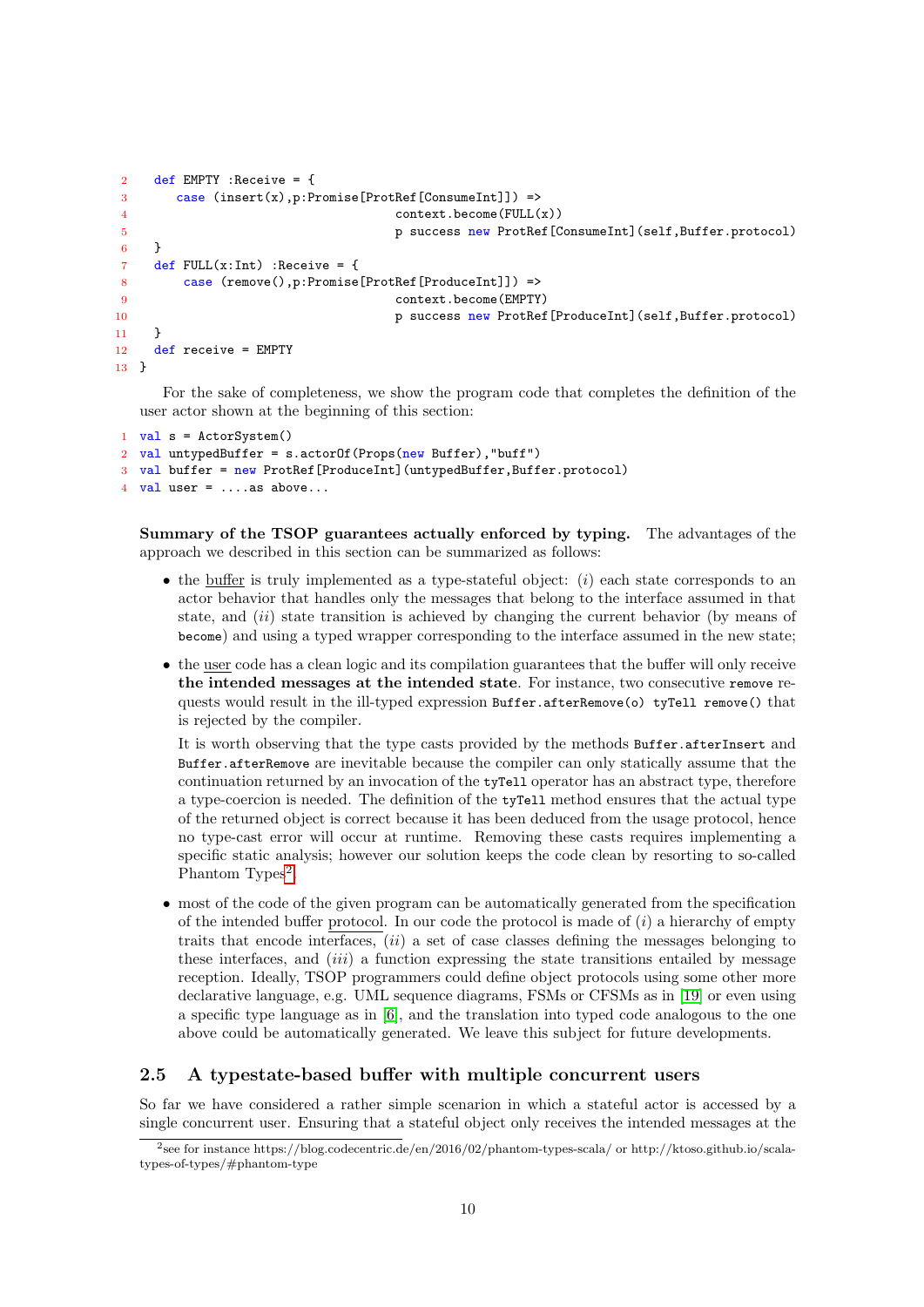```
2  def EMPTY :Receive = {
3     case (insert(x),p:Promise[ProtRef[ConsumeInt]]) =>
4                                   context.become(FULL(x))
5                                   p success new ProtRef[ConsumeInt](self,Buffer.protocol)
6  }
7  def FULL(x:Int) :Receive = {
8      case (remove(),p:Promise[ProtRef[ProduceInt]]) =>
9                                   context.become(EMPTY)
10                                  p success new ProtRef[ProduceInt](self,Buffer.protocol)
11 }
12 def receive = EMPTY
13 }
```

For the sake of completeness, we show the program code that completes the definition of the user actor shown at the beginning of this section:

```
1 val s = ActorSystem()
2 val untypedBuffer = s.actorOf(Props(new Buffer),"buff")
3 val buffer = new ProtRef[ProduceInt](untypedBuffer,Buffer.protocol)
4 val user = ....as above...
```

**Summary of the TSOP guarantees actually enforced by typing.** The advantages of the approach we described in this section can be summarized as follows:

- the buffer is truly implemented as a type-stateful object: (*i*) each state corresponds to an actor behavior that handles only the messages that belong to the interface assumed in that state, and (*ii*) state transition is achieved by changing the current behavior (by means of `become`) and using a typed wrapper corresponding to the interface assumed in the new state;
- the user code has a clean logic and its compilation guarantees that the buffer will only receive **the intended messages at the intended state**. For instance, two consecutive `remove` requests would result in the ill-typed expression `Buffer.afterRemove(o) tyTell remove()` that is rejected by the compiler.

  It is worth observing that the type casts provided by the methods `Buffer.afterInsert` and `Buffer.afterRemove` are inevitable because the compiler can only statically assume that the continuation returned by an invocation of the `tyTell` operator has an abstract type, therefore a type-coercion is needed. The definition of the `tyTell` method ensures that the actual type of the returned object is correct because it has been deduced from the usage protocol, hence no type-cast error will occur at runtime. Removing these casts requires implementing a specific static analysis; however our solution keeps the code clean by resorting to so-called Phantom Types[2].
- most of the code of the given program can be automatically generated from the specification of the intended buffer protocol. In our code the protocol is made of (*i*) a hierarchy of empty traits that encode interfaces, (*ii*) a set of case classes defining the messages belonging to these interfaces, and (*iii*) a function expressing the state transitions entailed by message reception. Ideally, TSOP programmers could define object protocols using some other more declarative language, e.g. UML sequence diagrams, FSMs or CFSMs as in [19] or even using a specific type language as in [6], and the translation into typed code analogous to the one above could be automatically generated. We leave this subject for future developments.

## 2.5 A typestate-based buffer with multiple concurrent users

So far we have considered a rather simple scenarion in which a stateful actor is accessed by a single concurrent user. Ensuring that a stateful object only receives the intended messages at the

[2] see for instance https://blog.codecentric.de/en/2016/02/phantom-types-scala/ or http://ktoso.github.io/scala-types-of-types/#phantom-type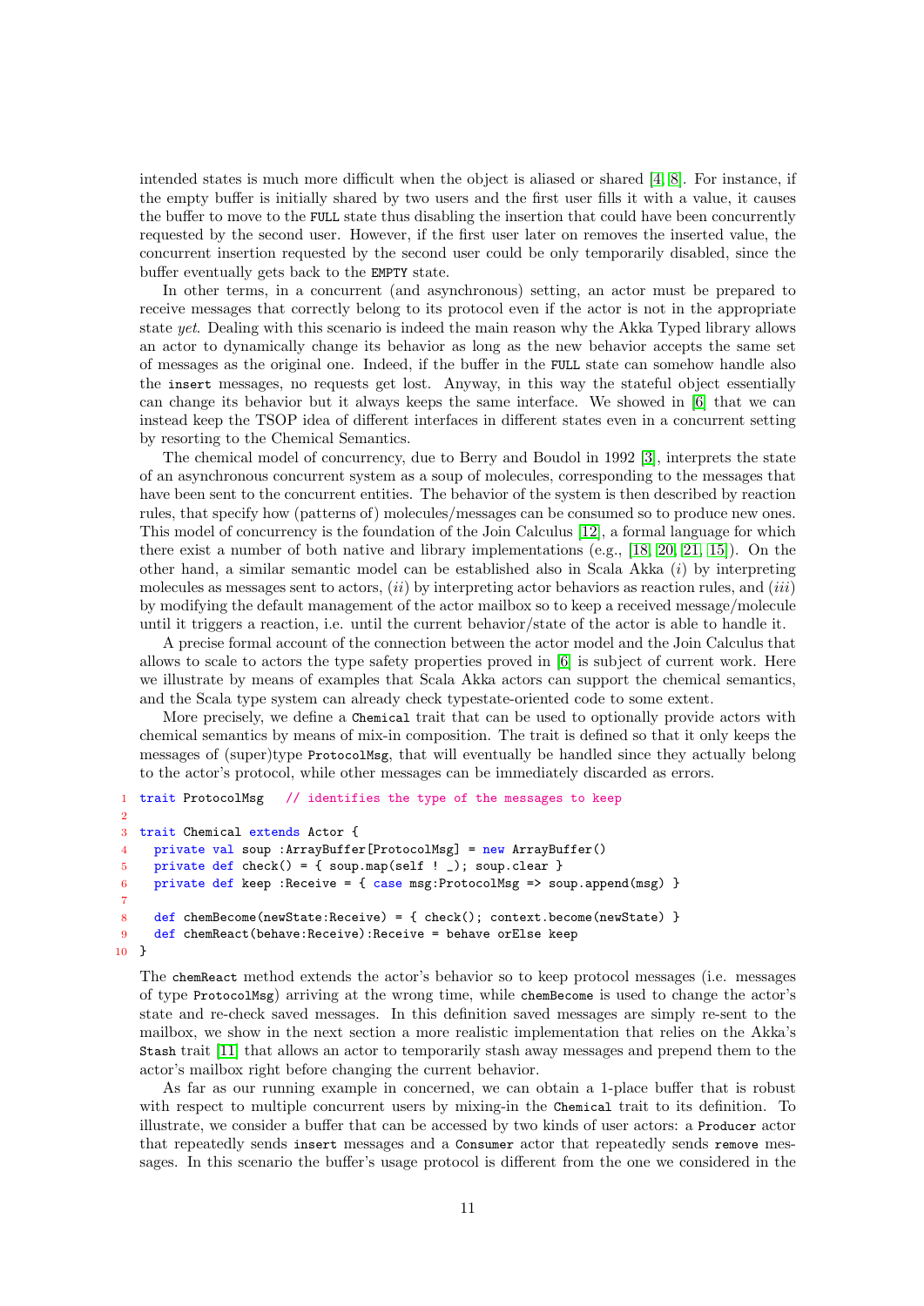intended states is much more difficult when the object is aliased or shared [4, 8]. For instance, if the empty buffer is initially shared by two users and the first user fills it with a value, it causes the buffer to move to the `FULL` state thus disabling the insertion that could have been concurrently requested by the second user. However, if the first user later on removes the inserted value, the concurrent insertion requested by the second user could be only temporarily disabled, since the buffer eventually gets back to the `EMPTY` state.

In other terms, in a concurrent (and asynchronous) setting, an actor must be prepared to receive messages that correctly belong to its protocol even if the actor is not in the appropriate state *yet*. Dealing with this scenario is indeed the main reason why the Akka Typed library allows an actor to dynamically change its behavior as long as the new behavior accepts the same set of messages as the original one. Indeed, if the buffer in the `FULL` state can somehow handle also the `insert` messages, no requests get lost. Anyway, in this way the stateful object essentially can change its behavior but it always keeps the same interface. We showed in [6] that we can instead keep the TSOP idea of different interfaces in different states even in a concurrent setting by resorting to the Chemical Semantics.

The chemical model of concurrency, due to Berry and Boudol in 1992 [3], interprets the state of an asynchronous concurrent system as a soup of molecules, corresponding to the messages that have been sent to the concurrent entities. The behavior of the system is then described by reaction rules, that specify how (patterns of) molecules/messages can be consumed so to produce new ones. This model of concurrency is the foundation of the Join Calculus [12], a formal language for which there exist a number of both native and library implementations (e.g., [18, 20, 21, 15]). On the other hand, a similar semantic model can be established also in Scala Akka (*i*) by interpreting molecules as messages sent to actors, (*ii*) by interpreting actor behaviors as reaction rules, and (*iii*) by modifying the default management of the actor mailbox so to keep a received message/molecule until it triggers a reaction, i.e. until the current behavior/state of the actor is able to handle it.

A precise formal account of the connection between the actor model and the Join Calculus that allows to scale to actors the type safety properties proved in [6] is subject of current work. Here we illustrate by means of examples that Scala Akka actors can support the chemical semantics, and the Scala type system can already check typestate-oriented code to some extent.

More precisely, we define a `Chemical` trait that can be used to optionally provide actors with chemical semantics by means of mix-in composition. The trait is defined so that it only keeps the messages of (super)type `ProtocolMsg`, that will eventually be handled since they actually belong to the actor's protocol, while other messages can be immediately discarded as errors.

```
1  trait ProtocolMsg   // identifies the type of the messages to keep
2
3  trait Chemical extends Actor {
4    private val soup :ArrayBuffer[ProtocolMsg] = new ArrayBuffer()
5    private def check() = { soup.map(self ! _); soup.clear }
6    private def keep :Receive = { case msg:ProtocolMsg => soup.append(msg) }
7
8    def chemBecome(newState:Receive) = { check(); context.become(newState) }
9    def chemReact(behave:Receive):Receive = behave orElse keep
10 }
```

The `chemReact` method extends the actor's behavior so to keep protocol messages (i.e. messages of type `ProtocolMsg`) arriving at the wrong time, while `chemBecome` is used to change the actor's state and re-check saved messages. In this definition saved messages are simply re-sent to the mailbox, we show in the next section a more realistic implementation that relies on the Akka's `Stash` trait [11] that allows an actor to temporarily stash away messages and prepend them to the actor's mailbox right before changing the current behavior.

As far as our running example in concerned, we can obtain a 1-place buffer that is robust with respect to multiple concurrent users by mixing-in the `Chemical` trait to its definition. To illustrate, we consider a buffer that can be accessed by two kinds of user actors: a `Producer` actor that repeatedly sends `insert` messages and a `Consumer` actor that repeatedly sends `remove` messages. In this scenario the buffer's usage protocol is different from the one we considered in the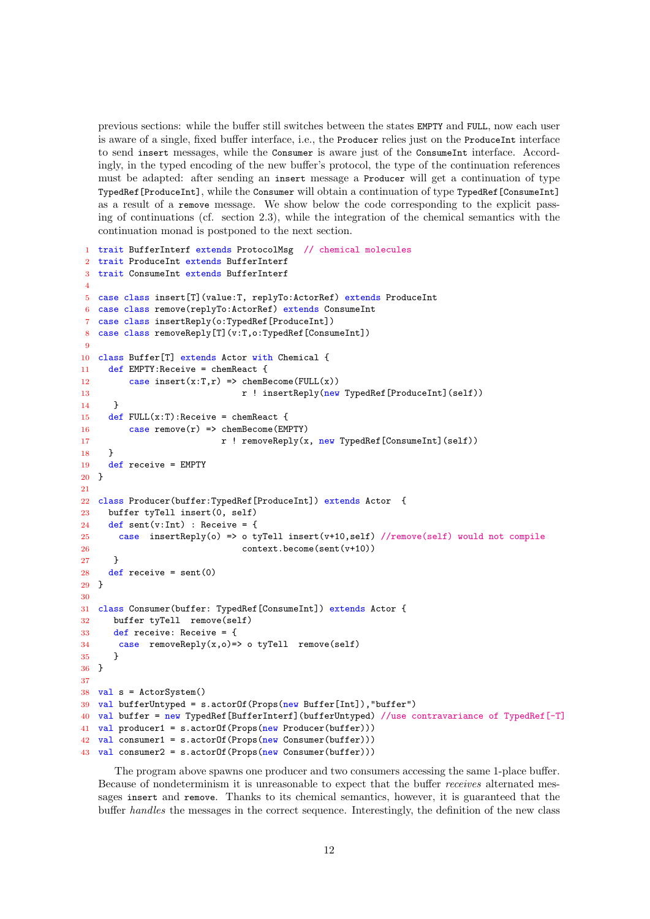previous sections: while the buffer still switches between the states EMPTY and FULL, now each user is aware of a single, fixed buffer interface, i.e., the Producer relies just on the ProduceInt interface to send insert messages, while the Consumer is aware just of the ConsumeInt interface. Accordingly, in the typed encoding of the new buffer's protocol, the type of the continuation references must be adapted: after sending an insert message a Producer will get a continuation of type TypedRef[ProduceInt], while the Consumer will obtain a continuation of type TypedRef[ConsumeInt] as a result of a remove message. We show below the code corresponding to the explicit passing of continuations (cf. section 2.3), while the integration of the chemical semantics with the continuation monad is postponed to the next section.

```
1  trait BufferInterf extends ProtocolMsg  // chemical molecules
2  trait ProduceInt extends BufferInterf
3  trait ConsumeInt extends BufferInterf
4
5  case class insert[T](value:T, replyTo:ActorRef) extends ProduceInt
6  case class remove(replyTo:ActorRef) extends ConsumeInt
7  case class insertReply(o:TypedRef[ProduceInt])
8  case class removeReply[T](v:T,o:TypedRef[ConsumeInt])
9
10 class Buffer[T] extends Actor with Chemical {
11   def EMPTY:Receive = chemReact {
12       case insert(x:T,r) => chemBecome(FULL(x))
13                             r ! insertReply(new TypedRef[ProduceInt](self))
14    }
15   def FULL(x:T):Receive = chemReact {
16       case remove(r) => chemBecome(EMPTY)
17                         r ! removeReply(x, new TypedRef[ConsumeInt](self))
18   }
19   def receive = EMPTY
20 }
21
22 class Producer(buffer:TypedRef[ProduceInt]) extends Actor  {
23   buffer tyTell insert(0, self)
24   def sent(v:Int) : Receive = {
25     case  insertReply(o) => o tyTell insert(v+10,self) //remove(self) would not compile
26                             context.become(sent(v+10))
27    }
28   def receive = sent(0)
29 }
30
31 class Consumer(buffer: TypedRef[ConsumeInt]) extends Actor {
32    buffer tyTell  remove(self)
33    def receive: Receive = {
34     case  removeReply(x,o)=> o tyTell  remove(self)
35    }
36 }
37
38 val s = ActorSystem()
39 val bufferUntyped = s.actorOf(Props(new Buffer[Int]),"buffer")
40 val buffer = new TypedRef[BufferInterf](bufferUntyped) //use contravariance of TypedRef[-T]
41 val producer1 = s.actorOf(Props(new Producer(buffer)))
42 val consumer1 = s.actorOf(Props(new Consumer(buffer)))
43 val consumer2 = s.actorOf(Props(new Consumer(buffer)))
```

The program above spawns one producer and two consumers accessing the same 1-place buffer. Because of nondeterminism it is unreasonable to expect that the buffer *receives* alternated messages insert and remove. Thanks to its chemical semantics, however, it is guaranteed that the buffer *handles* the messages in the correct sequence. Interestingly, the definition of the new class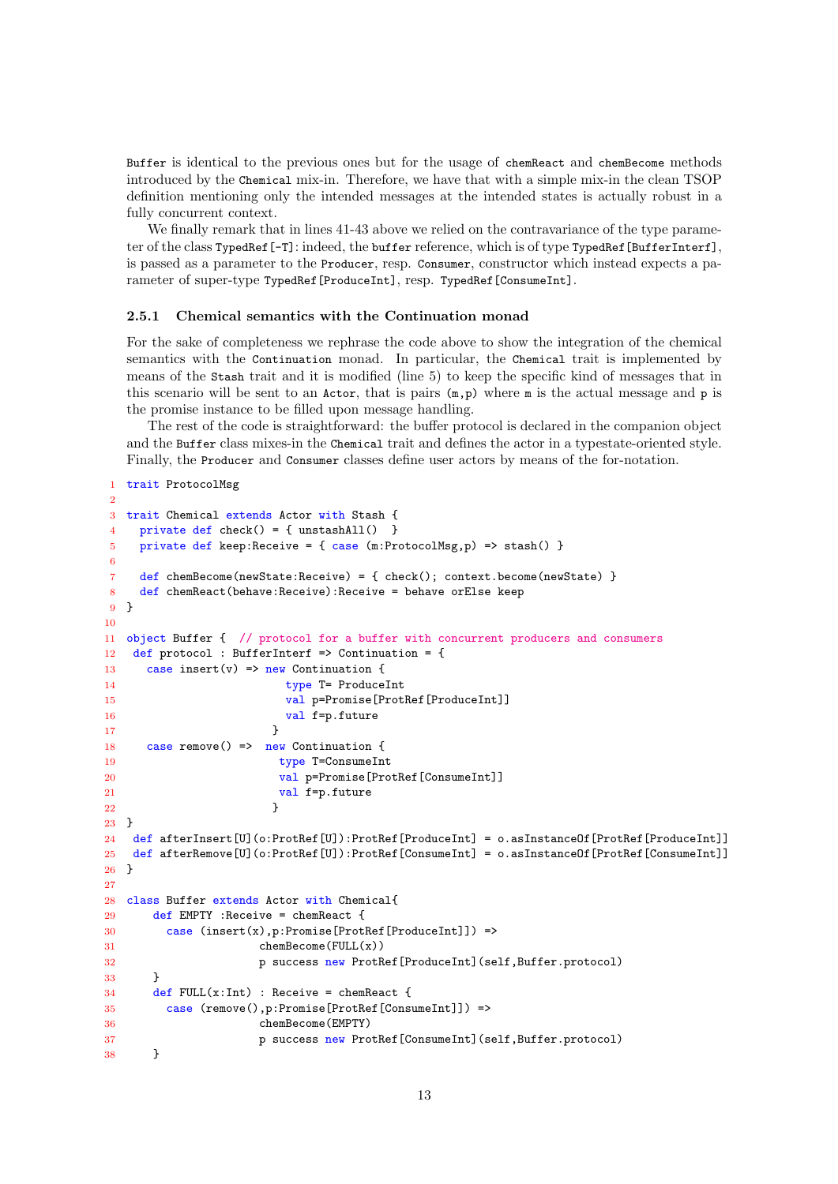Buffer is identical to the previous ones but for the usage of chemReact and chemBecome methods introduced by the Chemical mix-in. Therefore, we have that with a simple mix-in the clean TSOP definition mentioning only the intended messages at the intended states is actually robust in a fully concurrent context.

We finally remark that in lines 41-43 above we relied on the contravariance of the type parameter of the class TypedRef[-T]: indeed, the buffer reference, which is of type TypedRef[BufferInterf], is passed as a parameter to the Producer, resp. Consumer, constructor which instead expects a parameter of super-type TypedRef[ProduceInt], resp. TypedRef[ConsumeInt].

### 2.5.1 Chemical semantics with the Continuation monad

For the sake of completeness we rephrase the code above to show the integration of the chemical semantics with the Continuation monad. In particular, the Chemical trait is implemented by means of the Stash trait and it is modified (line 5) to keep the specific kind of messages that in this scenario will be sent to an Actor, that is pairs (m,p) where m is the actual message and p is the promise instance to be filled upon message handling.

The rest of the code is straightforward: the buffer protocol is declared in the companion object and the Buffer class mixes-in the Chemical trait and defines the actor in a typestate-oriented style. Finally, the Producer and Consumer classes define user actors by means of the for-notation.

```
1  trait ProtocolMsg
2
3  trait Chemical extends Actor with Stash {
4    private def check() = { unstashAll()  }
5    private def keep:Receive = { case (m:ProtocolMsg,p) => stash() }
6
7    def chemBecome(newState:Receive) = { check(); context.become(newState) }
8    def chemReact(behave:Receive):Receive = behave orElse keep
9  }
10
11 object Buffer {  // protocol for a buffer with concurrent producers and consumers
12  def protocol : BufferInterf => Continuation = {
13    case insert(v) => new Continuation {
14                         type T= ProduceInt
15                         val p=Promise[ProtRef[ProduceInt]]
16                         val f=p.future
17                       }
18    case remove() =>  new Continuation {
19                        type T=ConsumeInt
20                        val p=Promise[ProtRef[ConsumeInt]]
21                        val f=p.future
22                       }
23 }
24  def afterInsert[U](o:ProtRef[U]):ProtRef[ProduceInt] = o.asInstanceOf[ProtRef[ProduceInt]]
25  def afterRemove[U](o:ProtRef[U]):ProtRef[ConsumeInt] = o.asInstanceOf[ProtRef[ConsumeInt]]
26 }
27
28 class Buffer extends Actor with Chemical{
29     def EMPTY :Receive = chemReact {
30       case (insert(x),p:Promise[ProtRef[ProduceInt]]) =>
31                     chemBecome(FULL(x))
32                     p success new ProtRef[ProduceInt](self,Buffer.protocol)
33     }
34     def FULL(x:Int) : Receive = chemReact {
35       case (remove(),p:Promise[ProtRef[ConsumeInt]]) =>
36                     chemBecome(EMPTY)
37                     p success new ProtRef[ConsumeInt](self,Buffer.protocol)
38     }
```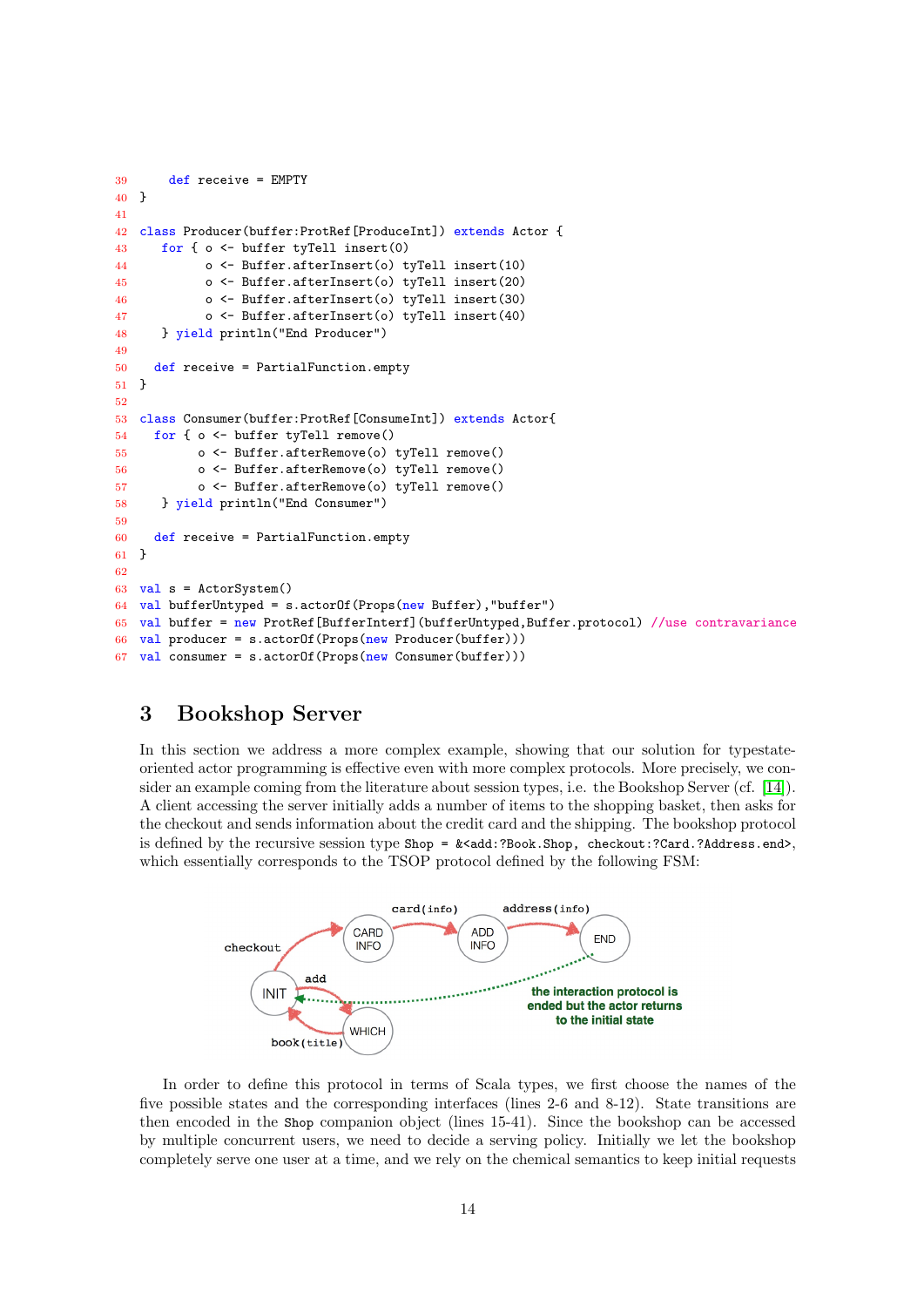```scala
39     def receive = EMPTY
40 }
41
42 class Producer(buffer:ProtRef[ProduceInt]) extends Actor {
43    for { o <- buffer tyTell insert(0)
44          o <- Buffer.afterInsert(o) tyTell insert(10)
45          o <- Buffer.afterInsert(o) tyTell insert(20)
46          o <- Buffer.afterInsert(o) tyTell insert(30)
47          o <- Buffer.afterInsert(o) tyTell insert(40)
48    } yield println("End Producer")
49
50   def receive = PartialFunction.empty
51 }
52
53 class Consumer(buffer:ProtRef[ConsumeInt]) extends Actor{
54   for { o <- buffer tyTell remove()
55         o <- Buffer.afterRemove(o) tyTell remove()
56         o <- Buffer.afterRemove(o) tyTell remove()
57         o <- Buffer.afterRemove(o) tyTell remove()
58    } yield println("End Consumer")
59
60   def receive = PartialFunction.empty
61 }
62
63 val s = ActorSystem()
64 val bufferUntyped = s.actorOf(Props(new Buffer),"buffer")
65 val buffer = new ProtRef[BufferInterf](bufferUntyped,Buffer.protocol) //use contravariance
66 val producer = s.actorOf(Props(new Producer(buffer)))
67 val consumer = s.actorOf(Props(new Consumer(buffer)))
```

## 3 Bookshop Server

In this section we address a more complex example, showing that our solution for typestate-oriented actor programming is effective even with more complex protocols. More precisely, we consider an example coming from the literature about session types, i.e. the Bookshop Server (cf. [14]). A client accessing the server initially adds a number of items to the shopping basket, then asks for the checkout and sends information about the credit card and the shipping. The bookshop protocol is defined by the recursive session type `Shop = &<add:?Book.Shop, checkout:?Card.?Address.end>`, which essentially corresponds to the TSOP protocol defined by the following FSM:

In order to define this protocol in terms of Scala types, we first choose the names of the five possible states and the corresponding interfaces (lines 2-6 and 8-12). State transitions are then encoded in the `Shop` companion object (lines 15-41). Since the bookshop can be accessed by multiple concurrent users, we need to decide a serving policy. Initially we let the bookshop completely serve one user at a time, and we rely on the chemical semantics to keep initial requests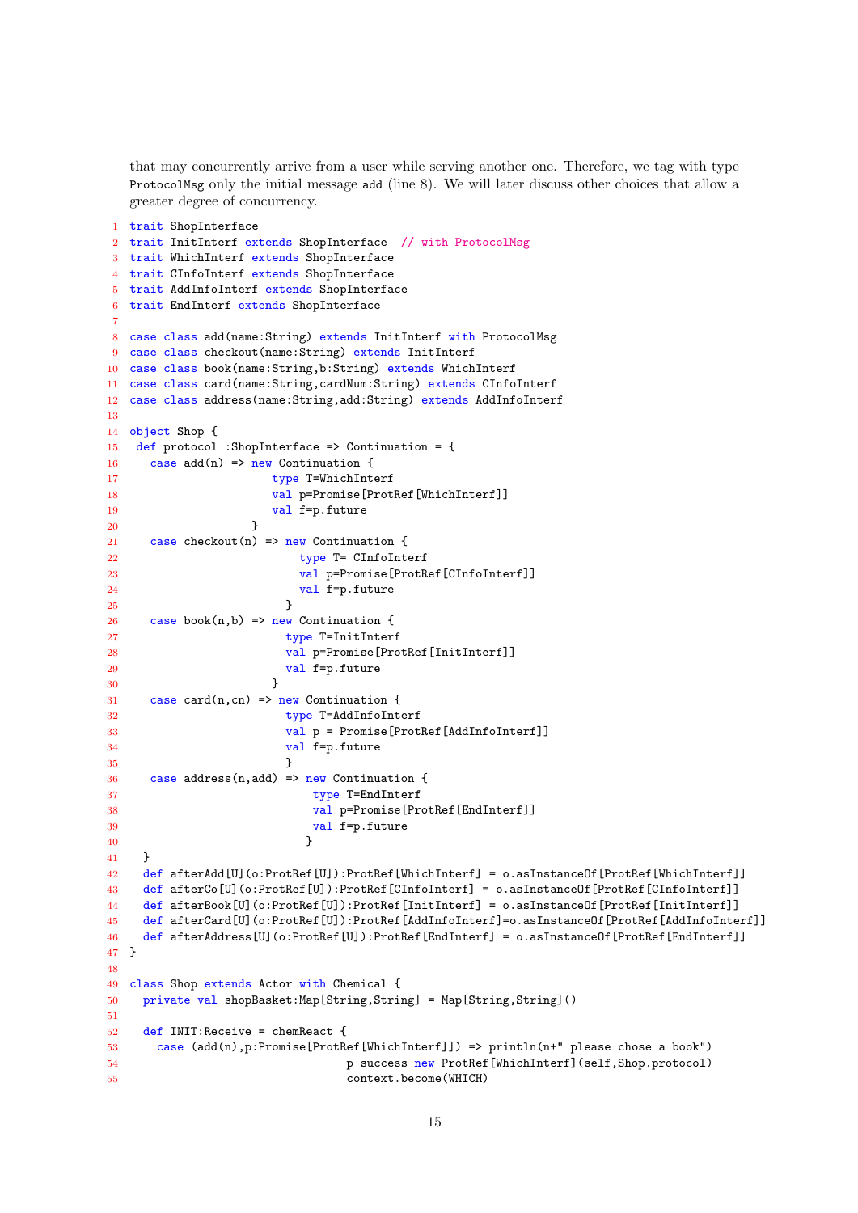that may concurrently arrive from a user while serving another one. Therefore, we tag with type `ProtocolMsg` only the initial message `add` (line 8). We will later discuss other choices that allow a greater degree of concurrency.

```
1  trait ShopInterface
2  trait InitInterf extends ShopInterface  // with ProtocolMsg
3  trait WhichInterf extends ShopInterface
4  trait CInfoInterf extends ShopInterface
5  trait AddInfoInterf extends ShopInterface
6  trait EndInterf extends ShopInterface
7
8  case class add(name:String) extends InitInterf with ProtocolMsg
9  case class checkout(name:String) extends InitInterf
10 case class book(name:String,b:String) extends WhichInterf
11 case class card(name:String,cardNum:String) extends CInfoInterf
12 case class address(name:String,add:String) extends AddInfoInterf
13
14 object Shop {
15  def protocol :ShopInterface => Continuation = {
16    case add(n) => new Continuation {
17                      type T=WhichInterf
18                      val p=Promise[ProtRef[WhichInterf]]
19                      val f=p.future
20                   }
21    case checkout(n) => new Continuation {
22                          type T= CInfoInterf
23                          val p=Promise[ProtRef[CInfoInterf]]
24                          val f=p.future
25                        }
26    case book(n,b) => new Continuation {
27                        type T=InitInterf
28                        val p=Promise[ProtRef[InitInterf]]
29                        val f=p.future
30                      }
31    case card(n,cn) => new Continuation {
32                        type T=AddInfoInterf
33                        val p = Promise[ProtRef[AddInfoInterf]]
34                        val f=p.future
35                        }
36    case address(n,add) => new Continuation {
37                            type T=EndInterf
38                            val p=Promise[ProtRef[EndInterf]]
39                            val f=p.future
40                           }
41   }
42   def afterAdd[U](o:ProtRef[U]):ProtRef[WhichInterf] = o.asInstanceOf[ProtRef[WhichInterf]]
43   def afterCo[U](o:ProtRef[U]):ProtRef[CInfoInterf] = o.asInstanceOf[ProtRef[CInfoInterf]]
44   def afterBook[U](o:ProtRef[U]):ProtRef[InitInterf] = o.asInstanceOf[ProtRef[InitInterf]]
45   def afterCard[U](o:ProtRef[U]):ProtRef[AddInfoInterf]=o.asInstanceOf[ProtRef[AddInfoInterf]]
46   def afterAddress[U](o:ProtRef[U]):ProtRef[EndInterf] = o.asInstanceOf[ProtRef[EndInterf]]
47 }
48
49 class Shop extends Actor with Chemical {
50   private val shopBasket:Map[String,String] = Map[String,String]()
51
52   def INIT:Receive = chemReact {
53     case (add(n),p:Promise[ProtRef[WhichInterf]]) => println(n+" please chose a book")
54                                 p success new ProtRef[WhichInterf](self,Shop.protocol)
55                                 context.become(WHICH)
```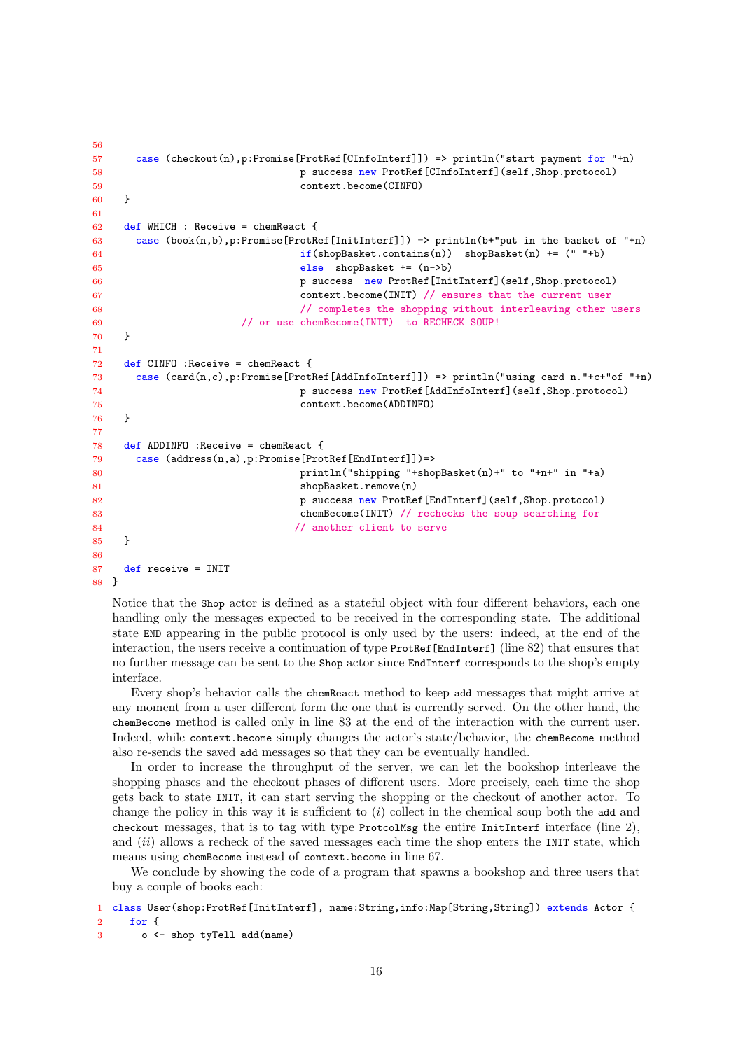```
56
57      case (checkout(n),p:Promise[ProtRef[CInfoInterf]]) => println("start payment for "+n)
58                                  p success new ProtRef[CInfoInterf](self,Shop.protocol)
59                                  context.become(CINFO)
60    }
61
62    def WHICH : Receive = chemReact {
63      case (book(n,b),p:Promise[ProtRef[InitInterf]]) => println(b+"put in the basket of "+n)
64                                  if(shopBasket.contains(n))  shopBasket(n) += (" "+b)
65                                  else  shopBasket += (n->b)
66                                  p success  new ProtRef[InitInterf](self,Shop.protocol)
67                                  context.become(INIT) // ensures that the current user
68                                  // completes the shopping without interleaving other users
69                        // or use chemBecome(INIT)  to RECHECK SOUP!
70    }
71
72    def CINFO :Receive = chemReact {
73      case (card(n,c),p:Promise[ProtRef[AddInfoInterf]]) => println("using card n."+c+"of "+n)
74                                  p success new ProtRef[AddInfoInterf](self,Shop.protocol)
75                                  context.become(ADDINFO)
76    }
77
78    def ADDINFO :Receive = chemReact {
79      case (address(n,a),p:Promise[ProtRef[EndInterf]])=>
80                                  println("shipping "+shopBasket(n)+" to "+n+" in "+a)
81                                  shopBasket.remove(n)
82                                  p success new ProtRef[EndInterf](self,Shop.protocol)
83                                  chemBecome(INIT) // rechecks the soup searching for
84                                 // another client to serve
85    }
86
87    def receive = INIT
88  }
```

Notice that the Shop actor is defined as a stateful object with four different behaviors, each one handling only the messages expected to be received in the corresponding state. The additional state END appearing in the public protocol is only used by the users: indeed, at the end of the interaction, the users receive a continuation of type ProtRef[EndInterf] (line 82) that ensures that no further message can be sent to the Shop actor since EndInterf corresponds to the shop's empty interface.

Every shop's behavior calls the chemReact method to keep add messages that might arrive at any moment from a user different form the one that is currently served. On the other hand, the chemBecome method is called only in line 83 at the end of the interaction with the current user. Indeed, while context.become simply changes the actor's state/behavior, the chemBecome method also re-sends the saved add messages so that they can be eventually handled.

In order to increase the throughput of the server, we can let the bookshop interleave the shopping phases and the checkout phases of different users. More precisely, each time the shop gets back to state INIT, it can start serving the shopping or the checkout of another actor. To change the policy in this way it is sufficient to $(i)$ collect in the chemical soup both the add and checkout messages, that is to tag with type ProtcolMsg the entire InitInterf interface (line 2), and $(ii)$ allows a recheck of the saved messages each time the shop enters the INIT state, which means using chemBecome instead of context.become in line 67.

We conclude by showing the code of a program that spawns a bookshop and three users that buy a couple of books each:

```
1  class User(shop:ProtRef[InitInterf], name:String,info:Map[String,String]) extends Actor {
2    for {
3      o <- shop tyTell add(name)
```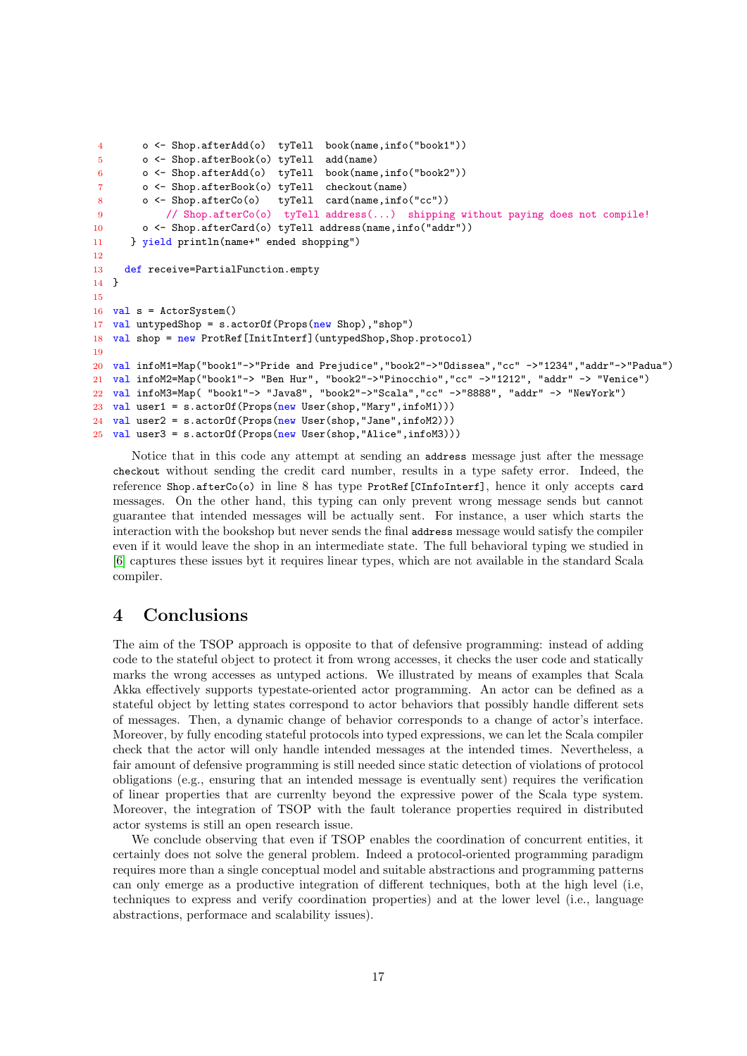```
4      o <- Shop.afterAdd(o)  tyTell  book(name,info("book1"))
5      o <- Shop.afterBook(o) tyTell  add(name)
6      o <- Shop.afterAdd(o)  tyTell  book(name,info("book2"))
7      o <- Shop.afterBook(o) tyTell  checkout(name)
8      o <- Shop.afterCo(o)   tyTell  card(name,info("cc"))
9         // Shop.afterCo(o)  tyTell address(...)  shipping without paying does not compile!
10     o <- Shop.afterCard(o) tyTell address(name,info("addr"))
11   } yield println(name+" ended shopping")
12
13   def receive=PartialFunction.empty
14 }
15
16 val s = ActorSystem()
17 val untypedShop = s.actorOf(Props(new Shop),"shop")
18 val shop = new ProtRef[InitInterf](untypedShop,Shop.protocol)
19
20 val infoM1=Map("book1"->"Pride and Prejudice","book2"->"Odissea","cc" ->"1234","addr"->"Padua")
21 val infoM2=Map("book1"-> "Ben Hur", "book2"->"Pinocchio","cc" ->"1212", "addr" -> "Venice")
22 val infoM3=Map( "book1"-> "Java8", "book2"->"Scala","cc" ->"8888", "addr" -> "NewYork")
23 val user1 = s.actorOf(Props(new User(shop,"Mary",infoM1)))
24 val user2 = s.actorOf(Props(new User(shop,"Jane",infoM2)))
25 val user3 = s.actorOf(Props(new User(shop,"Alice",infoM3)))
```

Notice that in this code any attempt at sending an `address` message just after the message `checkout` without sending the credit card number, results in a type safety error. Indeed, the reference `Shop.afterCo(o)` in line 8 has type `ProtRef[CInfoInterf]`, hence it only accepts `card` messages. On the other hand, this typing can only prevent wrong message sends but cannot guarantee that intended messages will be actually sent. For instance, a user which starts the interaction with the bookshop but never sends the final `address` message would satisfy the compiler even if it would leave the shop in an intermediate state. The full behavioral typing we studied in [6] captures these issues byt it requires linear types, which are not available in the standard Scala compiler.

# 4 Conclusions

The aim of the TSOP approach is opposite to that of defensive programming: instead of adding code to the stateful object to protect it from wrong accesses, it checks the user code and statically marks the wrong accesses as untyped actions. We illustrated by means of examples that Scala Akka effectively supports typestate-oriented actor programming. An actor can be defined as a stateful object by letting states correspond to actor behaviors that possibly handle different sets of messages. Then, a dynamic change of behavior corresponds to a change of actor's interface. Moreover, by fully encoding stateful protocols into typed expressions, we can let the Scala compiler check that the actor will only handle intended messages at the intended times. Nevertheless, a fair amount of defensive programming is still needed since static detection of violations of protocol obligations (e.g., ensuring that an intended message is eventually sent) requires the verification of linear properties that are currenlty beyond the expressive power of the Scala type system. Moreover, the integration of TSOP with the fault tolerance properties required in distributed actor systems is still an open research issue.

We conclude observing that even if TSOP enables the coordination of concurrent entities, it certainly does not solve the general problem. Indeed a protocol-oriented programming paradigm requires more than a single conceptual model and suitable abstractions and programming patterns can only emerge as a productive integration of different techniques, both at the high level (i.e, techniques to express and verify coordination properties) and at the lower level (i.e., language abstractions, performace and scalability issues).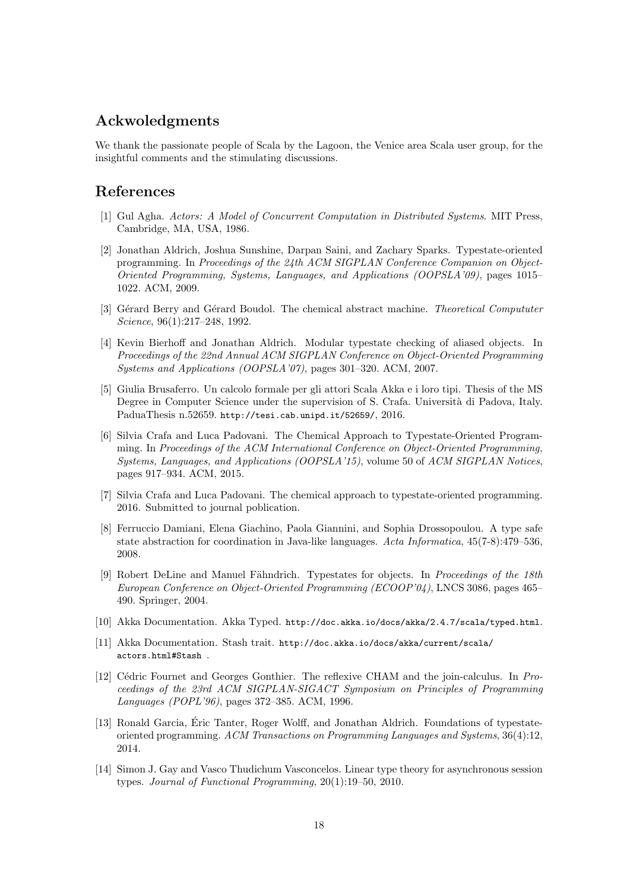## Ackwoledgments

We thank the passionate people of Scala by the Lagoon, the Venice area Scala user group, for the insightful comments and the stimulating discussions.

## References

[1] Gul Agha. *Actors: A Model of Concurrent Computation in Distributed Systems*. MIT Press, Cambridge, MA, USA, 1986.

[2] Jonathan Aldrich, Joshua Sunshine, Darpan Saini, and Zachary Sparks. Typestate-oriented programming. In *Proceedings of the 24th ACM SIGPLAN Conference Companion on Object-Oriented Programming, Systems, Languages, and Applications (OOPSLA'09)*, pages 1015–1022. ACM, 2009.

[3] Gérard Berry and Gérard Boudol. The chemical abstract machine. *Theoretical Compututer Science*, 96(1):217–248, 1992.

[4] Kevin Bierhoff and Jonathan Aldrich. Modular typestate checking of aliased objects. In *Proceedings of the 22nd Annual ACM SIGPLAN Conference on Object-Oriented Programming Systems and Applications (OOPSLA'07)*, pages 301–320. ACM, 2007.

[5] Giulia Brusaferro. Un calcolo formale per gli attori Scala Akka e i loro tipi. Thesis of the MS Degree in Computer Science under the supervision of S. Crafa. Università di Padova, Italy. PaduaThesis n.52659. `http://tesi.cab.unipd.it/52659/`, 2016.

[6] Silvia Crafa and Luca Padovani. The Chemical Approach to Typestate-Oriented Programming. In *Proceedings of the ACM International Conference on Object-Oriented Programming, Systems, Languages, and Applications (OOPSLA'15)*, volume 50 of *ACM SIGPLAN Notices*, pages 917–934. ACM, 2015.

[7] Silvia Crafa and Luca Padovani. The chemical approach to typestate-oriented programming. 2016. Submitted to journal poblication.

[8] Ferruccio Damiani, Elena Giachino, Paola Giannini, and Sophia Drossopoulou. A type safe state abstraction for coordination in Java-like languages. *Acta Informatica*, 45(7-8):479–536, 2008.

[9] Robert DeLine and Manuel Fähndrich. Typestates for objects. In *Proceedings of the 18th European Conference on Object-Oriented Programming (ECOOP'04)*, LNCS 3086, pages 465–490. Springer, 2004.

[10] Akka Documentation. Akka Typed. `http://doc.akka.io/docs/akka/2.4.7/scala/typed.html`.

[11] Akka Documentation. Stash trait. `http://doc.akka.io/docs/akka/current/scala/actors.html#Stash` .

[12] Cédric Fournet and Georges Gonthier. The reflexive CHAM and the join-calculus. In *Proceedings of the 23rd ACM SIGPLAN-SIGACT Symposium on Principles of Programming Languages (POPL'96)*, pages 372–385. ACM, 1996.

[13] Ronald Garcia, Éric Tanter, Roger Wolff, and Jonathan Aldrich. Foundations of typestate-oriented programming. *ACM Transactions on Programming Languages and Systems*, 36(4):12, 2014.

[14] Simon J. Gay and Vasco Thudichum Vasconcelos. Linear type theory for asynchronous session types. *Journal of Functional Programming*, 20(1):19–50, 2010.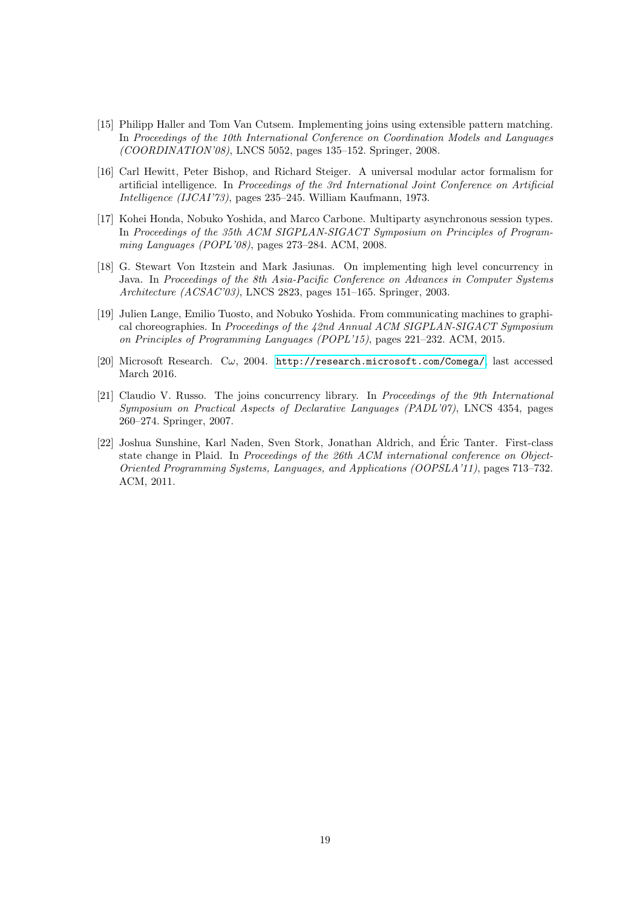[15] Philipp Haller and Tom Van Cutsem. Implementing joins using extensible pattern matching. In *Proceedings of the 10th International Conference on Coordination Models and Languages (COORDINATION'08)*, LNCS 5052, pages 135–152. Springer, 2008.

[16] Carl Hewitt, Peter Bishop, and Richard Steiger. A universal modular actor formalism for artificial intelligence. In *Proceedings of the 3rd International Joint Conference on Artificial Intelligence (IJCAI'73)*, pages 235–245. William Kaufmann, 1973.

[17] Kohei Honda, Nobuko Yoshida, and Marco Carbone. Multiparty asynchronous session types. In *Proceedings of the 35th ACM SIGPLAN-SIGACT Symposium on Principles of Programming Languages (POPL'08)*, pages 273–284. ACM, 2008.

[18] G. Stewart Von Itzstein and Mark Jasiunas. On implementing high level concurrency in Java. In *Proceedings of the 8th Asia-Pacific Conference on Advances in Computer Systems Architecture (ACSAC'03)*, LNCS 2823, pages 151–165. Springer, 2003.

[19] Julien Lange, Emilio Tuosto, and Nobuko Yoshida. From communicating machines to graphical choreographies. In *Proceedings of the 42nd Annual ACM SIGPLAN-SIGACT Symposium on Principles of Programming Languages (POPL'15)*, pages 221–232. ACM, 2015.

[20] Microsoft Research. C$\omega$, 2004. http://research.microsoft.com/Comega/, last accessed March 2016.

[21] Claudio V. Russo. The joins concurrency library. In *Proceedings of the 9th International Symposium on Practical Aspects of Declarative Languages (PADL'07)*, LNCS 4354, pages 260–274. Springer, 2007.

[22] Joshua Sunshine, Karl Naden, Sven Stork, Jonathan Aldrich, and Éric Tanter. First-class state change in Plaid. In *Proceedings of the 26th ACM international conference on Object-Oriented Programming Systems, Languages, and Applications (OOPSLA'11)*, pages 713–732. ACM, 2011.